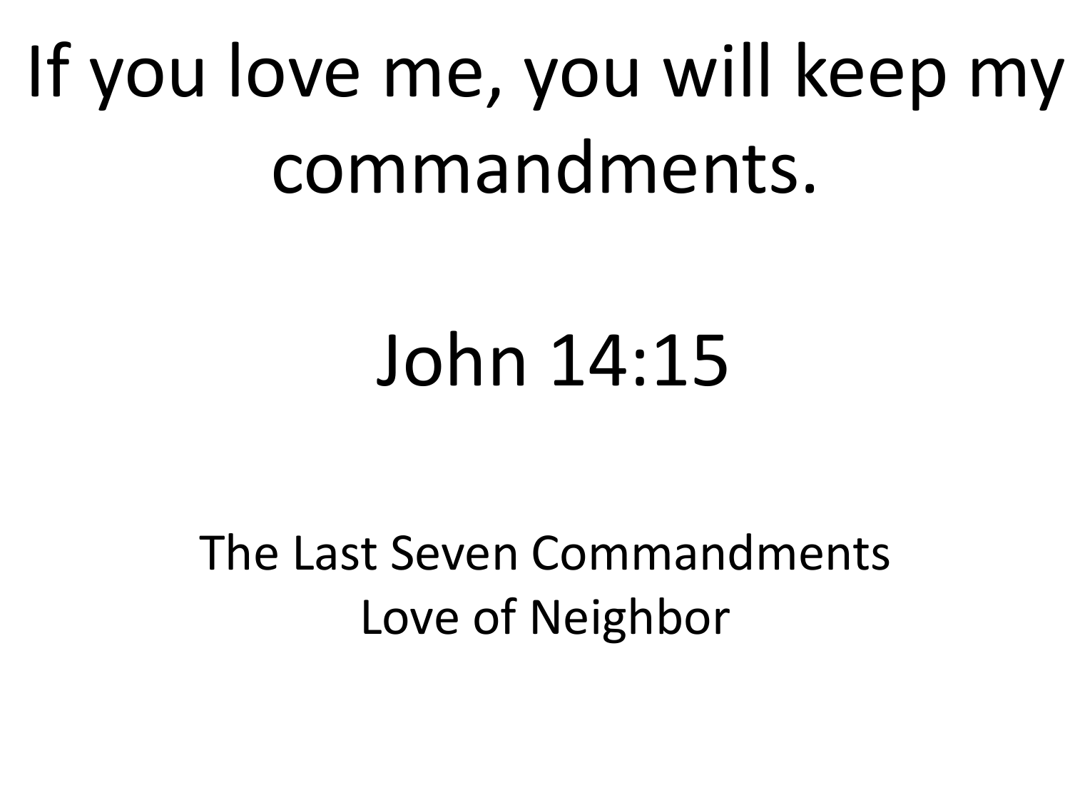# If you love me, you will keep my commandments.

# John 14:15

## The Last Seven Commandments
## Love of Neighbor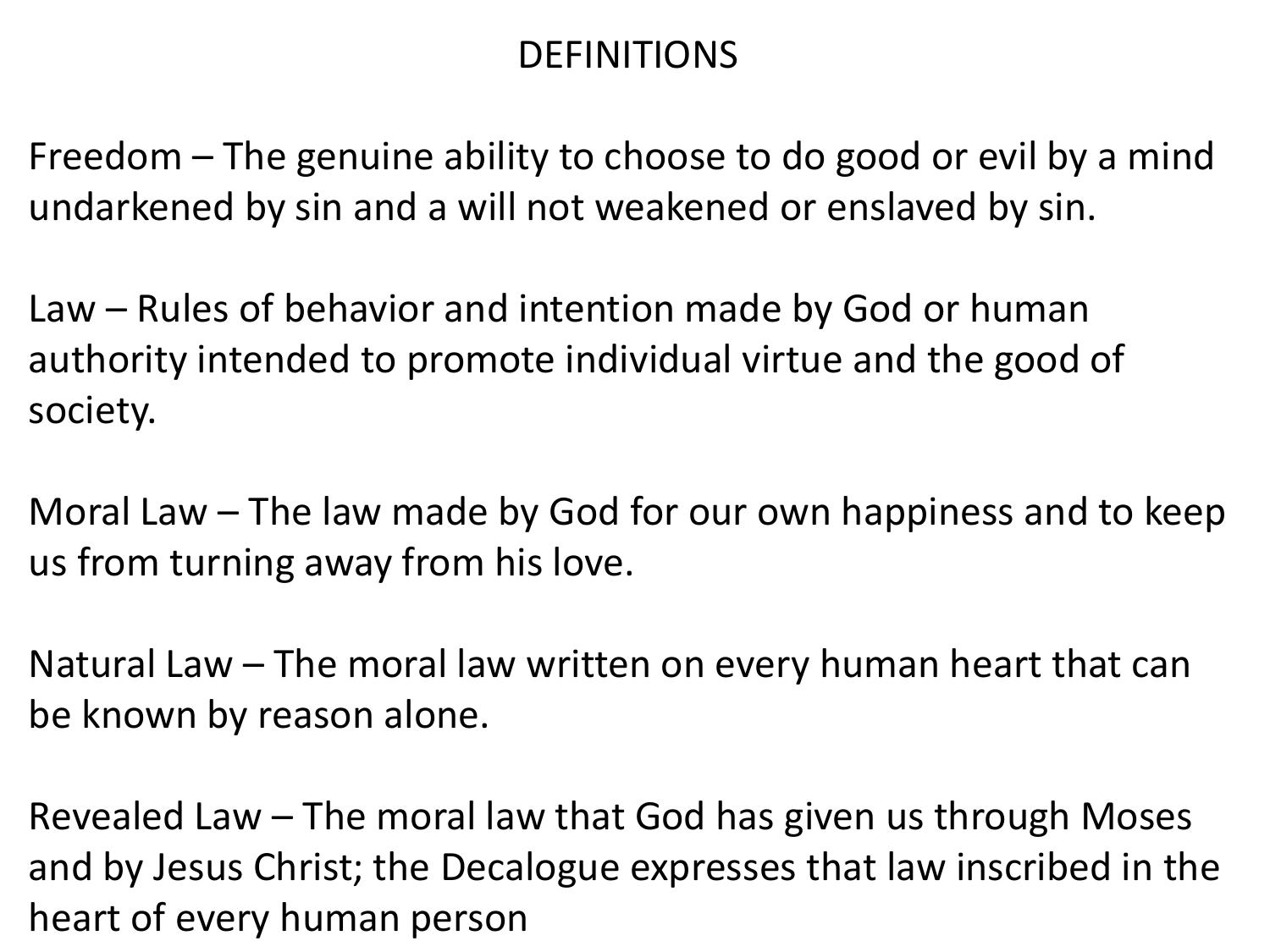# DEFINITIONS

Freedom – The genuine ability to choose to do good or evil by a mind undarkened by sin and a will not weakened or enslaved by sin.

Law – Rules of behavior and intention made by God or human authority intended to promote individual virtue and the good of society.

Moral Law – The law made by God for our own happiness and to keep us from turning away from his love.

Natural Law – The moral law written on every human heart that can be known by reason alone.

Revealed Law – The moral law that God has given us through Moses and by Jesus Christ; the Decalogue expresses that law inscribed in the heart of every human person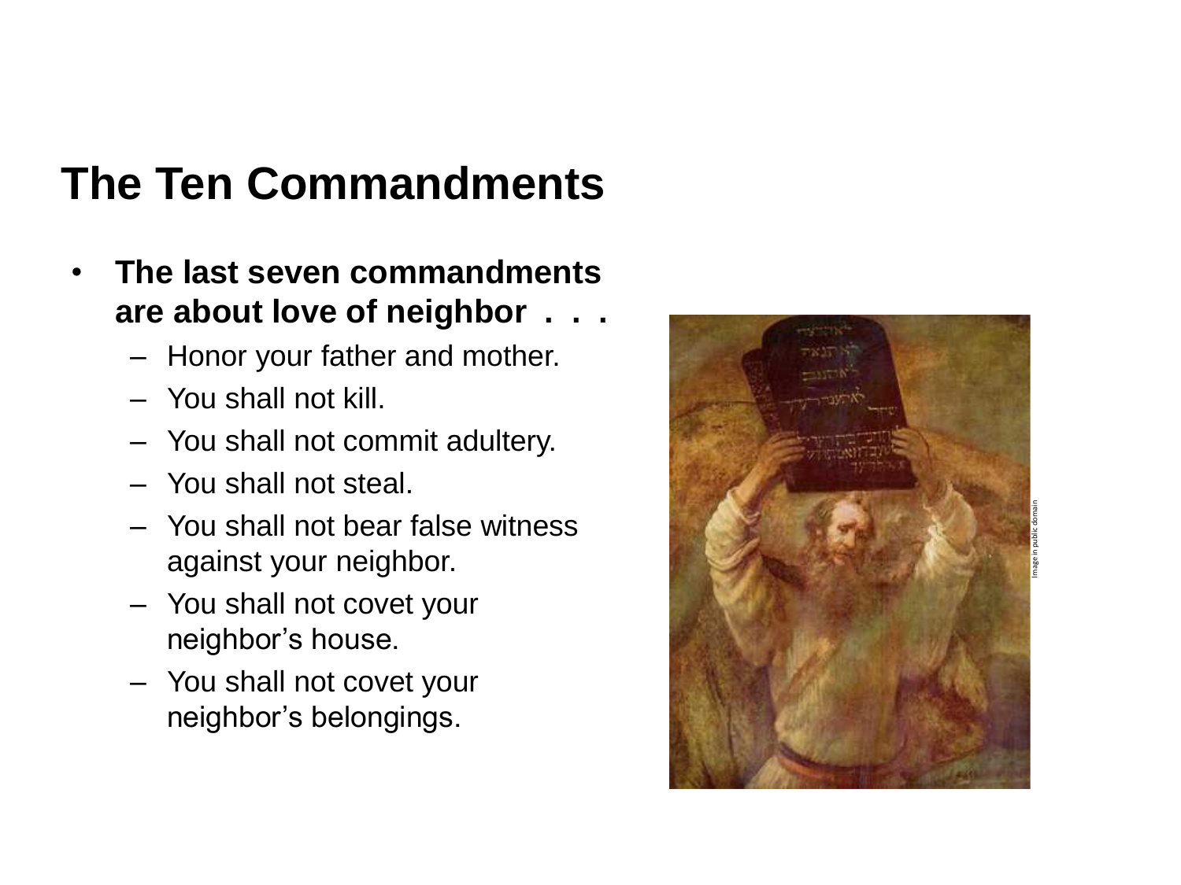# The Ten Commandments

- **The last seven commandments are about love of neighbor . . .**
  - Honor your father and mother.
  - You shall not kill.
  - You shall not commit adultery.
  - You shall not steal.
  - You shall not bear false witness against your neighbor.
  - You shall not covet your neighbor's house.
  - You shall not covet your neighbor's belongings.

Image in public domain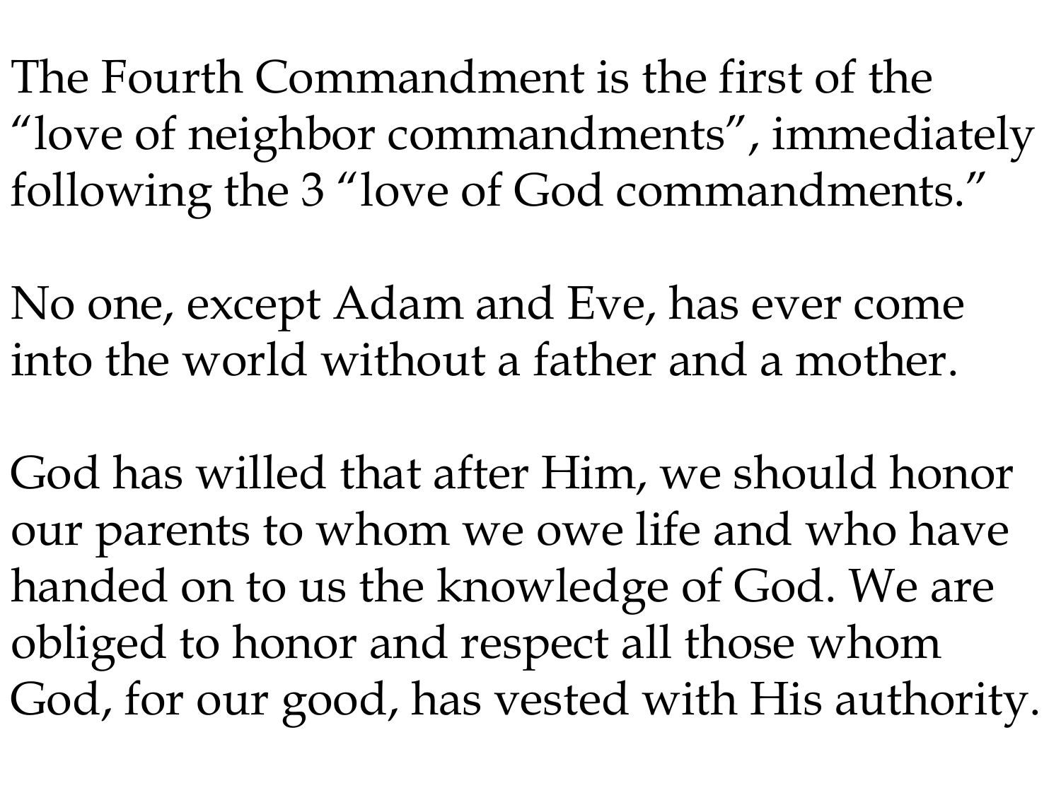The Fourth Commandment is the first of the “love of neighbor commandments”, immediately following the 3 “love of God commandments.”

No one, except Adam and Eve, has ever come into the world without a father and a mother.

God has willed that after Him, we should honor our parents to whom we owe life and who have handed on to us the knowledge of God. We are obliged to honor and respect all those whom God, for our good, has vested with His authority.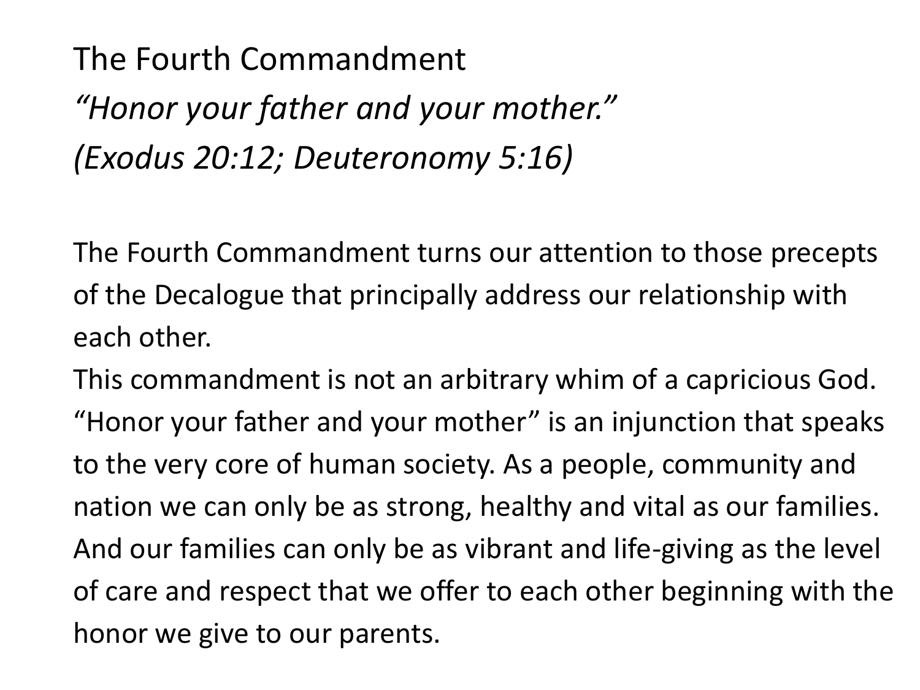# The Fourth Commandment

*“Honor your father and your mother.”*

*(Exodus 20:12; Deuteronomy 5:16)*

The Fourth Commandment turns our attention to those precepts of the Decalogue that principally address our relationship with each other.

This commandment is not an arbitrary whim of a capricious God. “Honor your father and your mother” is an injunction that speaks to the very core of human society. As a people, community and nation we can only be as strong, healthy and vital as our families. And our families can only be as vibrant and life-giving as the level of care and respect that we offer to each other beginning with the honor we give to our parents.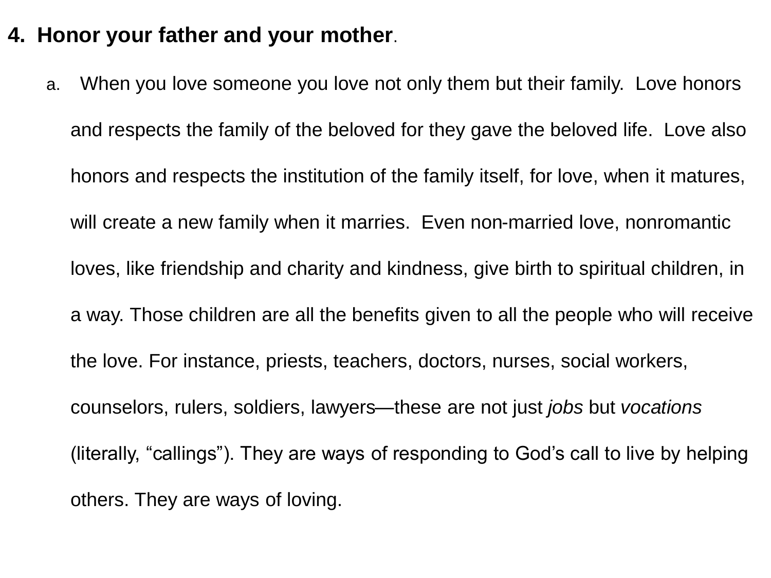**4. Honor your father and your mother**.

a. When you love someone you love not only them but their family. Love honors and respects the family of the beloved for they gave the beloved life. Love also honors and respects the institution of the family itself, for love, when it matures, will create a new family when it marries. Even non-married love, nonromantic loves, like friendship and charity and kindness, give birth to spiritual children, in a way. Those children are all the benefits given to all the people who will receive the love. For instance, priests, teachers, doctors, nurses, social workers, counselors, rulers, soldiers, lawyers—these are not just *jobs* but *vocations* (literally, "callings"). They are ways of responding to God's call to live by helping others. They are ways of loving.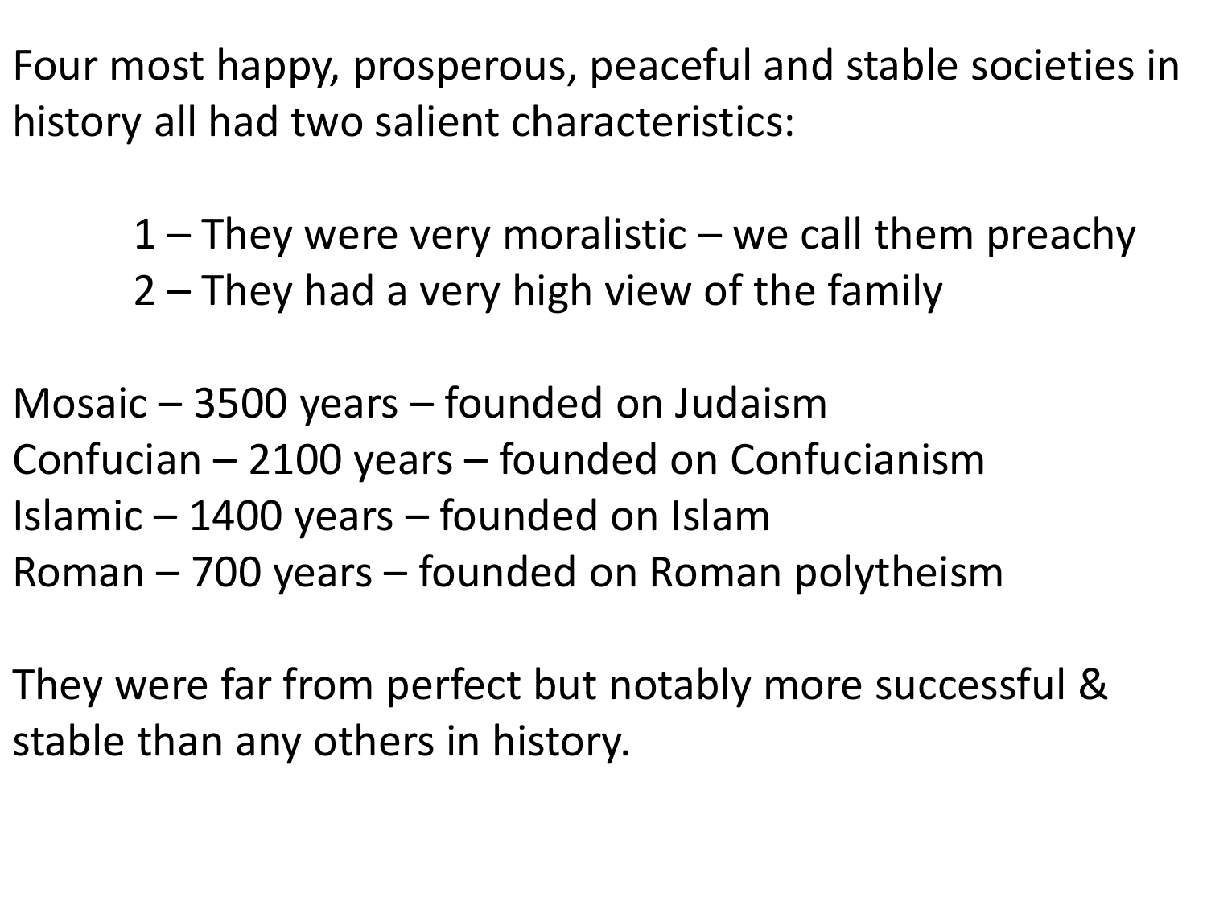Four most happy, prosperous, peaceful and stable societies in history all had two salient characteristics:

1 – They were very moralistic – we call them preachy
2 – They had a very high view of the family

Mosaic – 3500 years – founded on Judaism
Confucian – 2100 years – founded on Confucianism
Islamic – 1400 years – founded on Islam
Roman – 700 years – founded on Roman polytheism

They were far from perfect but notably more successful & stable than any others in history.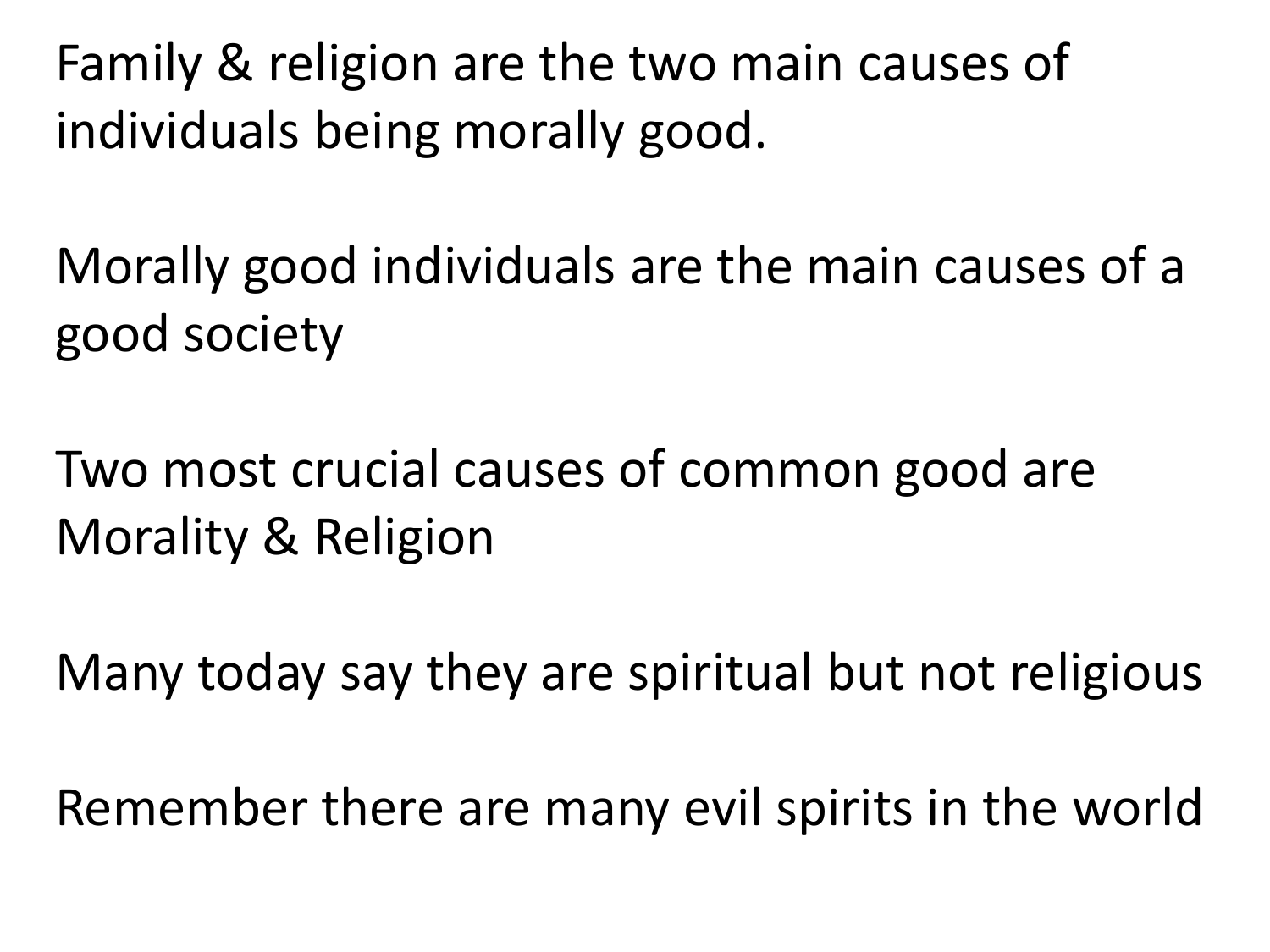Family & religion are the two main causes of individuals being morally good.

Morally good individuals are the main causes of a good society

Two most crucial causes of common good are Morality & Religion

Many today say they are spiritual but not religious

Remember there are many evil spirits in the world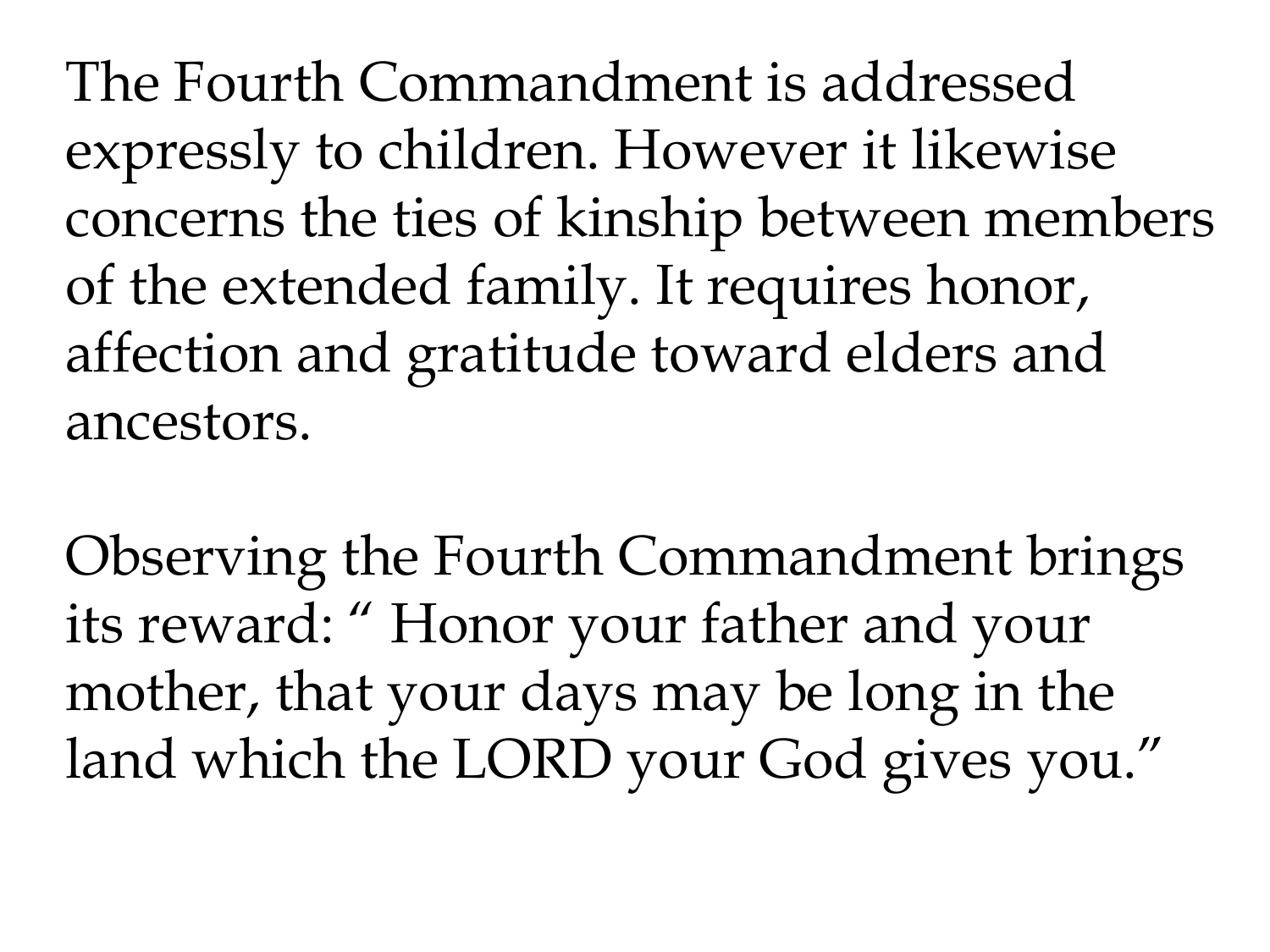The Fourth Commandment is addressed expressly to children. However it likewise concerns the ties of kinship between members of the extended family. It requires honor, affection and gratitude toward elders and ancestors.

Observing the Fourth Commandment brings its reward: “ Honor your father and your mother, that your days may be long in the land which the LORD your God gives you.”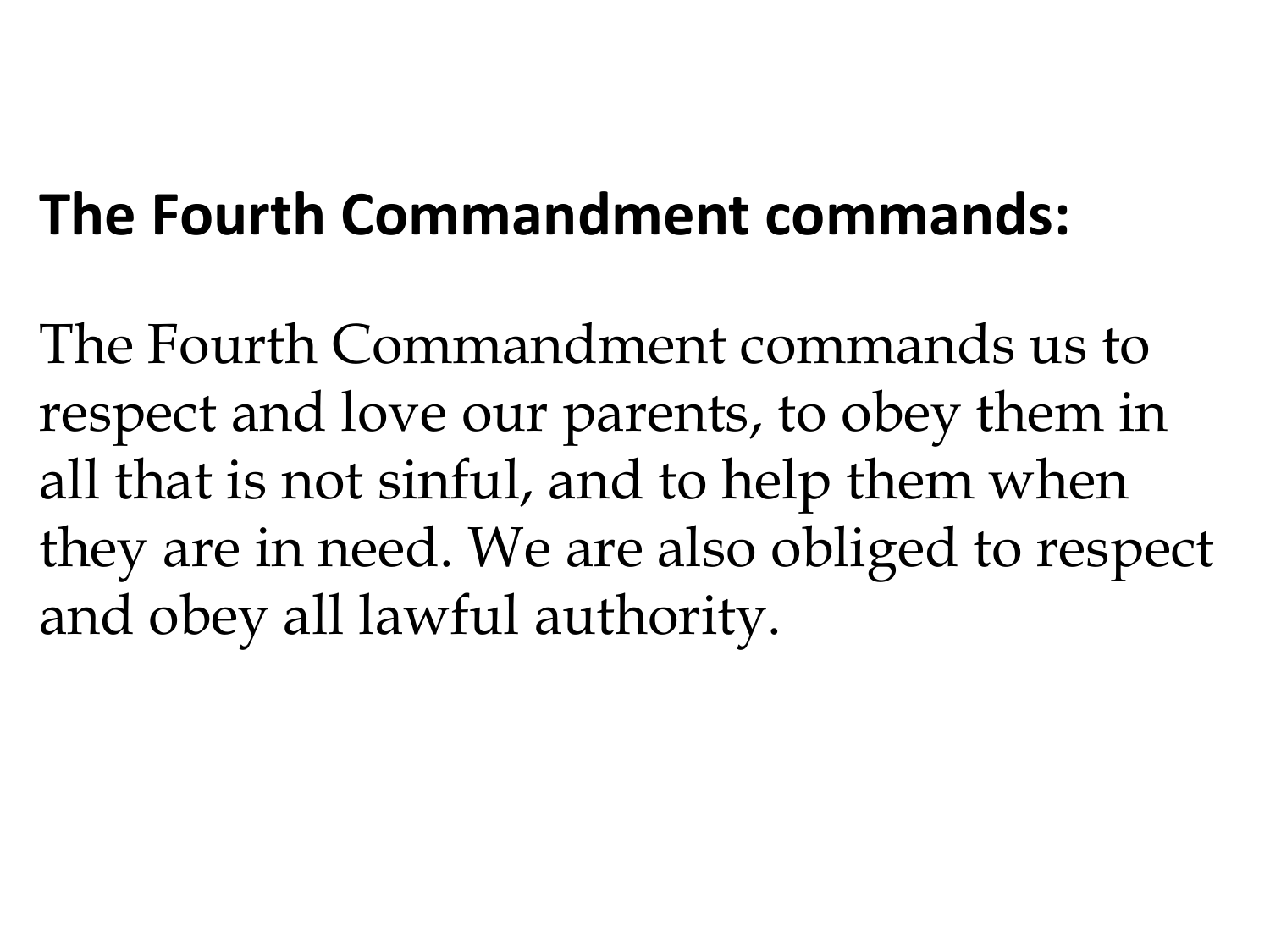**The Fourth Commandment commands:**

The Fourth Commandment commands us to respect and love our parents, to obey them in all that is not sinful, and to help them when they are in need. We are also obliged to respect and obey all lawful authority.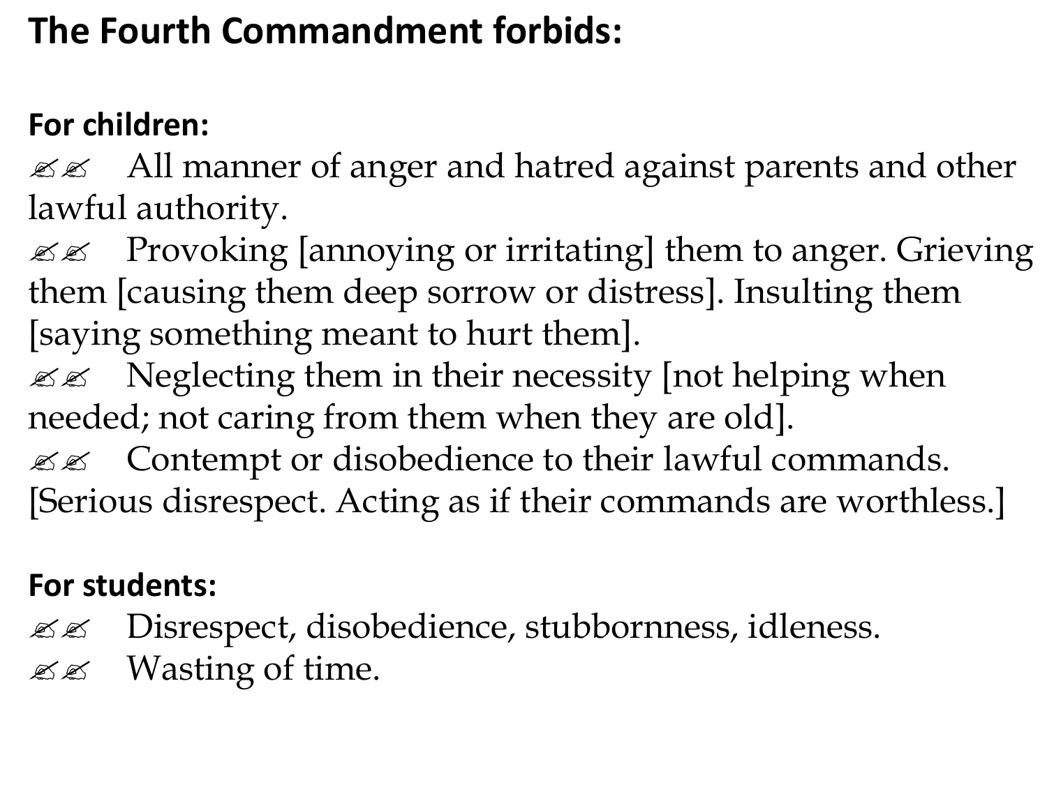## The Fourth Commandment forbids:

**For children:**

- ✍✍ All manner of anger and hatred against parents and other lawful authority.
- ✍✍ Provoking [annoying or irritating] them to anger. Grieving them [causing them deep sorrow or distress]. Insulting them [saying something meant to hurt them].
- ✍✍ Neglecting them in their necessity [not helping when needed; not caring from them when they are old].
- ✍✍ Contempt or disobedience to their lawful commands. [Serious disrespect. Acting as if their commands are worthless.]

**For students:**

- ✍✍ Disrespect, disobedience, stubbornness, idleness.
- ✍✍ Wasting of time.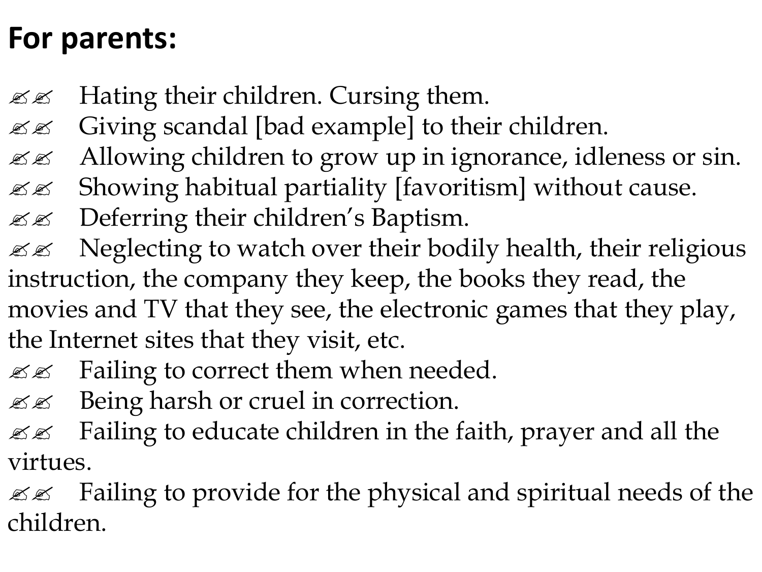## For parents:

- ✍✍ Hating their children. Cursing them.
- ✍✍ Giving scandal [bad example] to their children.
- ✍✍ Allowing children to grow up in ignorance, idleness or sin.
- ✍✍ Showing habitual partiality [favoritism] without cause.
- ✍✍ Deferring their children's Baptism.
- ✍✍ Neglecting to watch over their bodily health, their religious instruction, the company they keep, the books they read, the movies and TV that they see, the electronic games that they play, the Internet sites that they visit, etc.
- ✍✍ Failing to correct them when needed.
- ✍✍ Being harsh or cruel in correction.
- ✍✍ Failing to educate children in the faith, prayer and all the virtues.
- ✍✍ Failing to provide for the physical and spiritual needs of the children.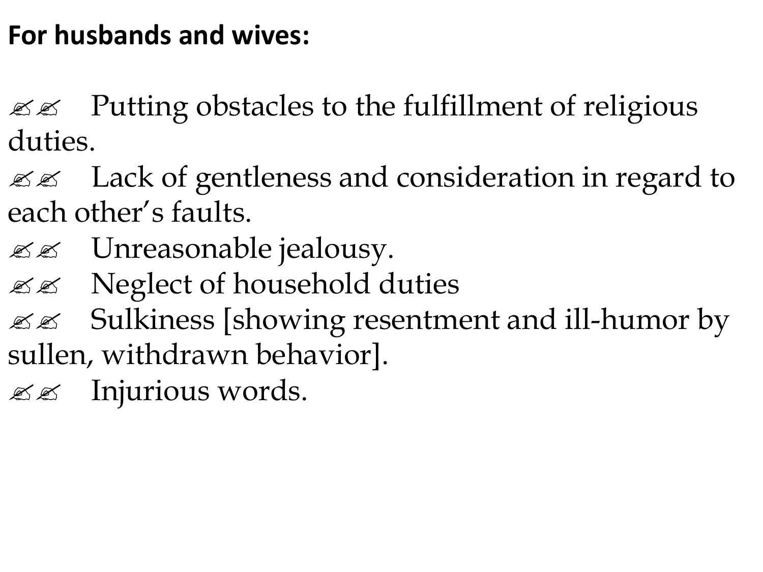**For husbands and wives:**

- Putting obstacles to the fulfillment of religious duties.
- Lack of gentleness and consideration in regard to each other's faults.
- Unreasonable jealousy.
- Neglect of household duties
- Sulkiness [showing resentment and ill-humor by sullen, withdrawn behavior].
- Injurious words.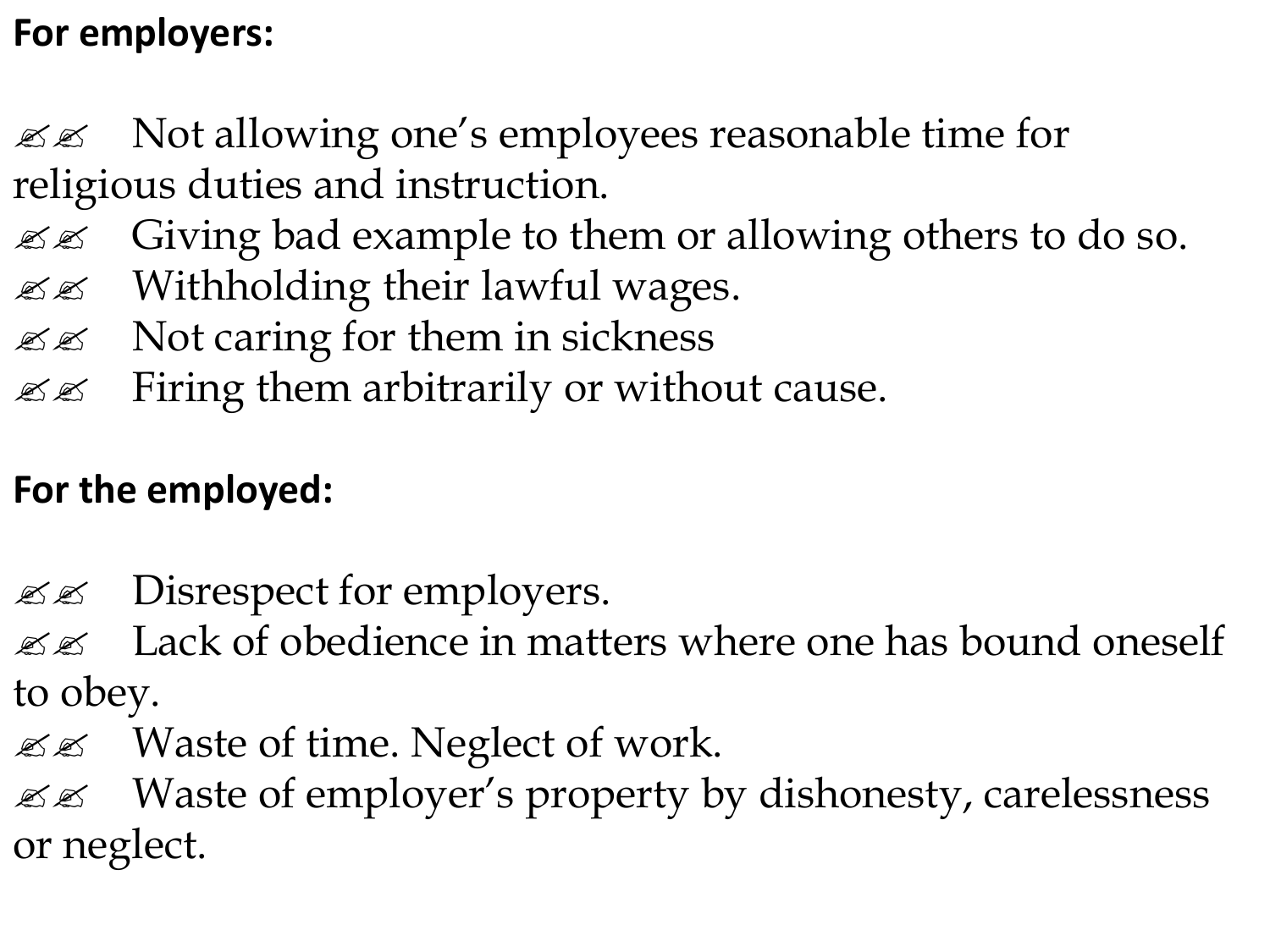**For employers:**

- Not allowing one's employees reasonable time for religious duties and instruction.
- Giving bad example to them or allowing others to do so.
- Withholding their lawful wages.
- Not caring for them in sickness
- Firing them arbitrarily or without cause.

**For the employed:**

- Disrespect for employers.
- Lack of obedience in matters where one has bound oneself to obey.
- Waste of time. Neglect of work.
- Waste of employer's property by dishonesty, carelessness or neglect.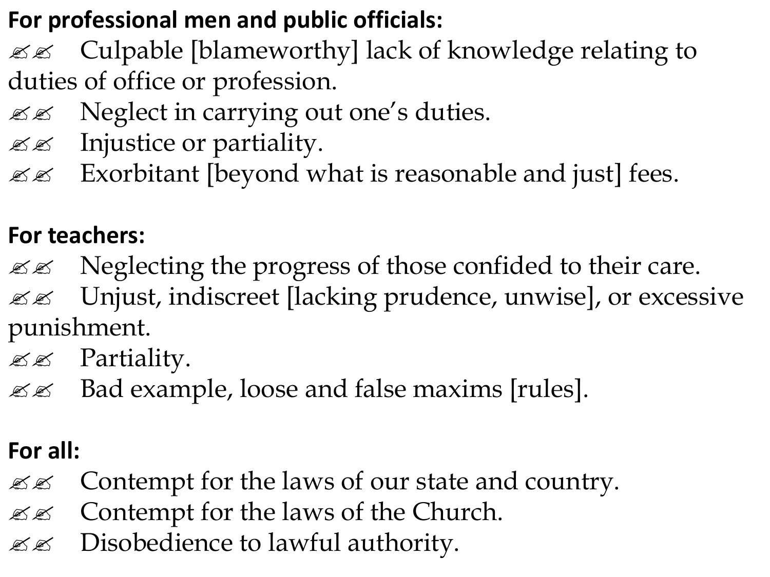**For professional men and public officials:**

- ✍✍ Culpable [blameworthy] lack of knowledge relating to duties of office or profession.
- ✍✍ Neglect in carrying out one’s duties.
- ✍✍ Injustice or partiality.
- ✍✍ Exorbitant [beyond what is reasonable and just] fees.

**For teachers:**

- ✍✍ Neglecting the progress of those confided to their care.
- ✍✍ Unjust, indiscreet [lacking prudence, unwise], or excessive punishment.
- ✍✍ Partiality.
- ✍✍ Bad example, loose and false maxims [rules].

**For all:**

- ✍✍ Contempt for the laws of our state and country.
- ✍✍ Contempt for the laws of the Church.
- ✍✍ Disobedience to lawful authority.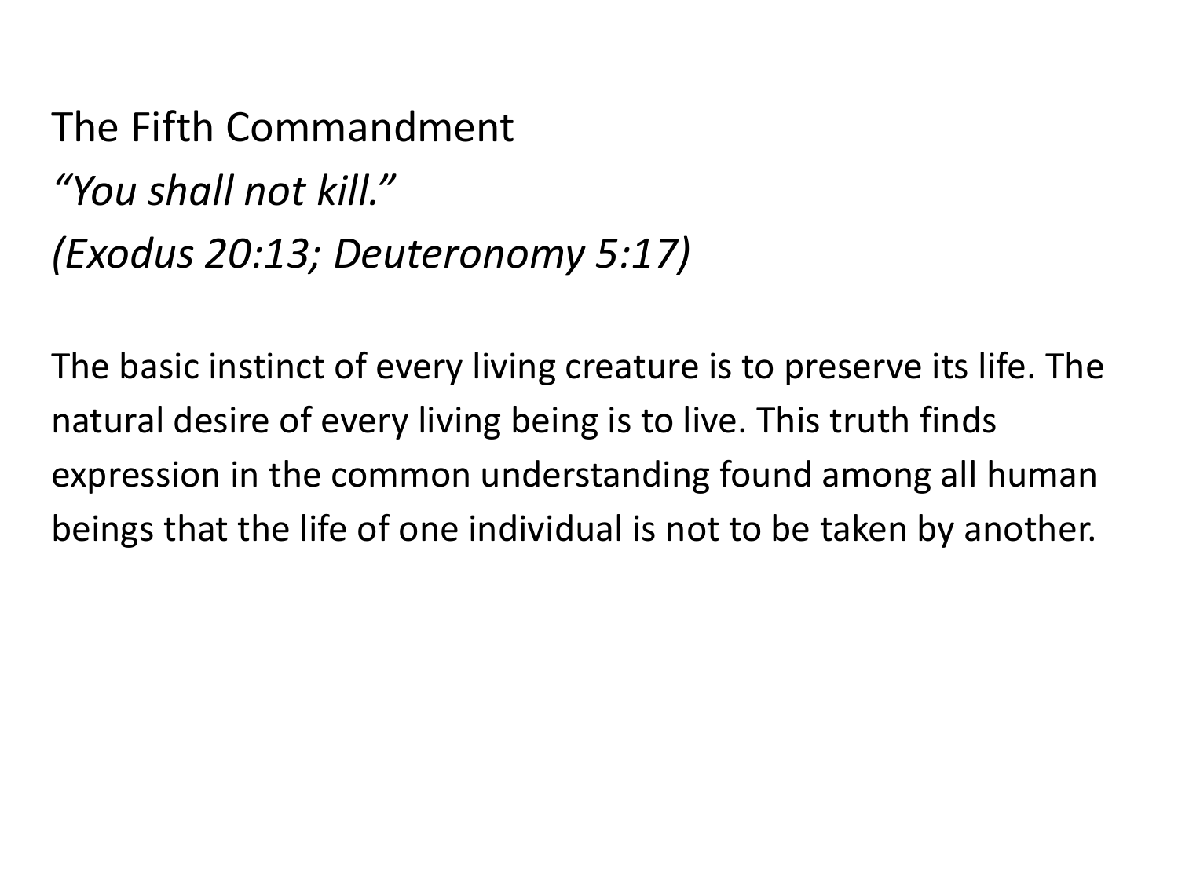# The Fifth Commandment

*"You shall not kill."*

*(Exodus 20:13; Deuteronomy 5:17)*

The basic instinct of every living creature is to preserve its life. The natural desire of every living being is to live. This truth finds expression in the common understanding found among all human beings that the life of one individual is not to be taken by another.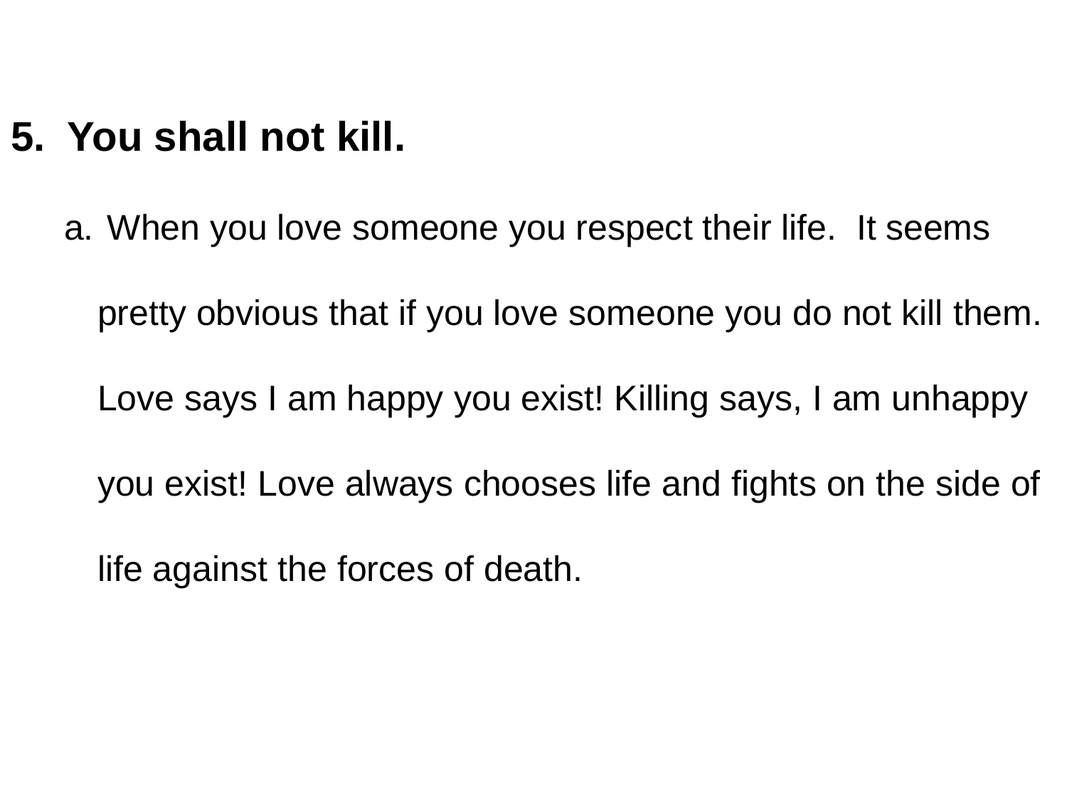**5. You shall not kill.**

a. When you love someone you respect their life. It seems pretty obvious that if you love someone you do not kill them. Love says I am happy you exist! Killing says, I am unhappy you exist! Love always chooses life and fights on the side of life against the forces of death.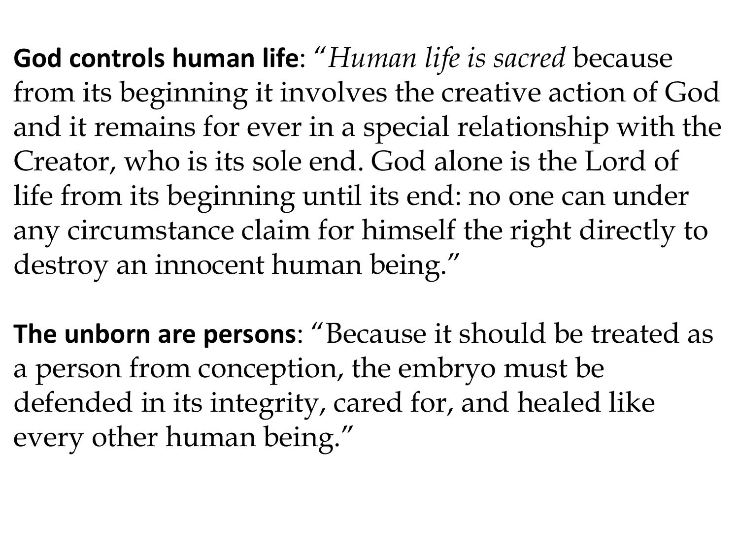**God controls human life**: “*Human life is sacred* because from its beginning it involves the creative action of God and it remains for ever in a special relationship with the Creator, who is its sole end. God alone is the Lord of life from its beginning until its end: no one can under any circumstance claim for himself the right directly to destroy an innocent human being.”

**The unborn are persons**: “Because it should be treated as a person from conception, the embryo must be defended in its integrity, cared for, and healed like every other human being.”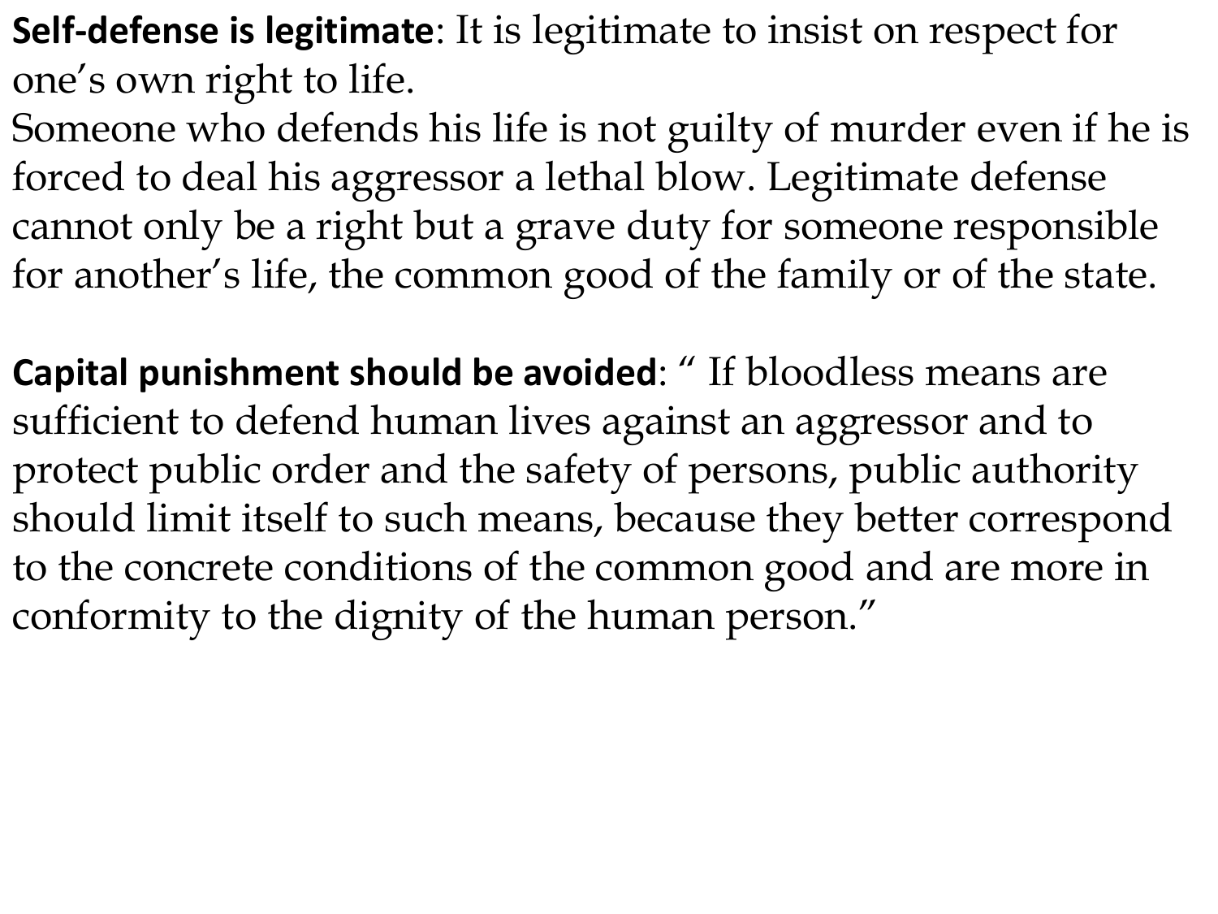**Self-defense is legitimate**: It is legitimate to insist on respect for one's own right to life.
Someone who defends his life is not guilty of murder even if he is forced to deal his aggressor a lethal blow. Legitimate defense cannot only be a right but a grave duty for someone responsible for another's life, the common good of the family or of the state.

**Capital punishment should be avoided**: " If bloodless means are sufficient to defend human lives against an aggressor and to protect public order and the safety of persons, public authority should limit itself to such means, because they better correspond to the concrete conditions of the common good and are more in conformity to the dignity of the human person."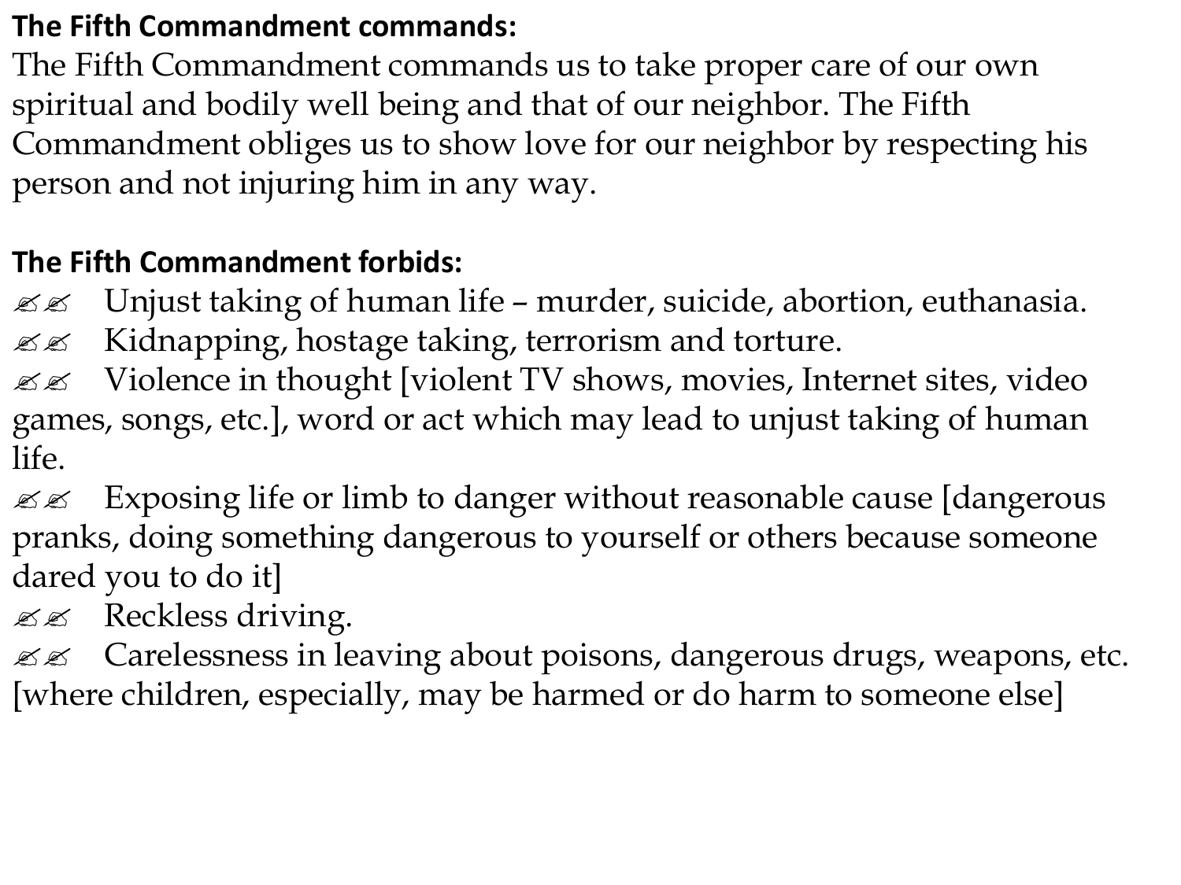**The Fifth Commandment commands:**

The Fifth Commandment commands us to take proper care of our own spiritual and bodily well being and that of our neighbor. The Fifth Commandment obliges us to show love for our neighbor by respecting his person and not injuring him in any way.

**The Fifth Commandment forbids:**

- Unjust taking of human life – murder, suicide, abortion, euthanasia.
- Kidnapping, hostage taking, terrorism and torture.
- Violence in thought [violent TV shows, movies, Internet sites, video games, songs, etc.], word or act which may lead to unjust taking of human life.
- Exposing life or limb to danger without reasonable cause [dangerous pranks, doing something dangerous to yourself or others because someone dared you to do it]
- Reckless driving.
- Carelessness in leaving about poisons, dangerous drugs, weapons, etc. [where children, especially, may be harmed or do harm to someone else]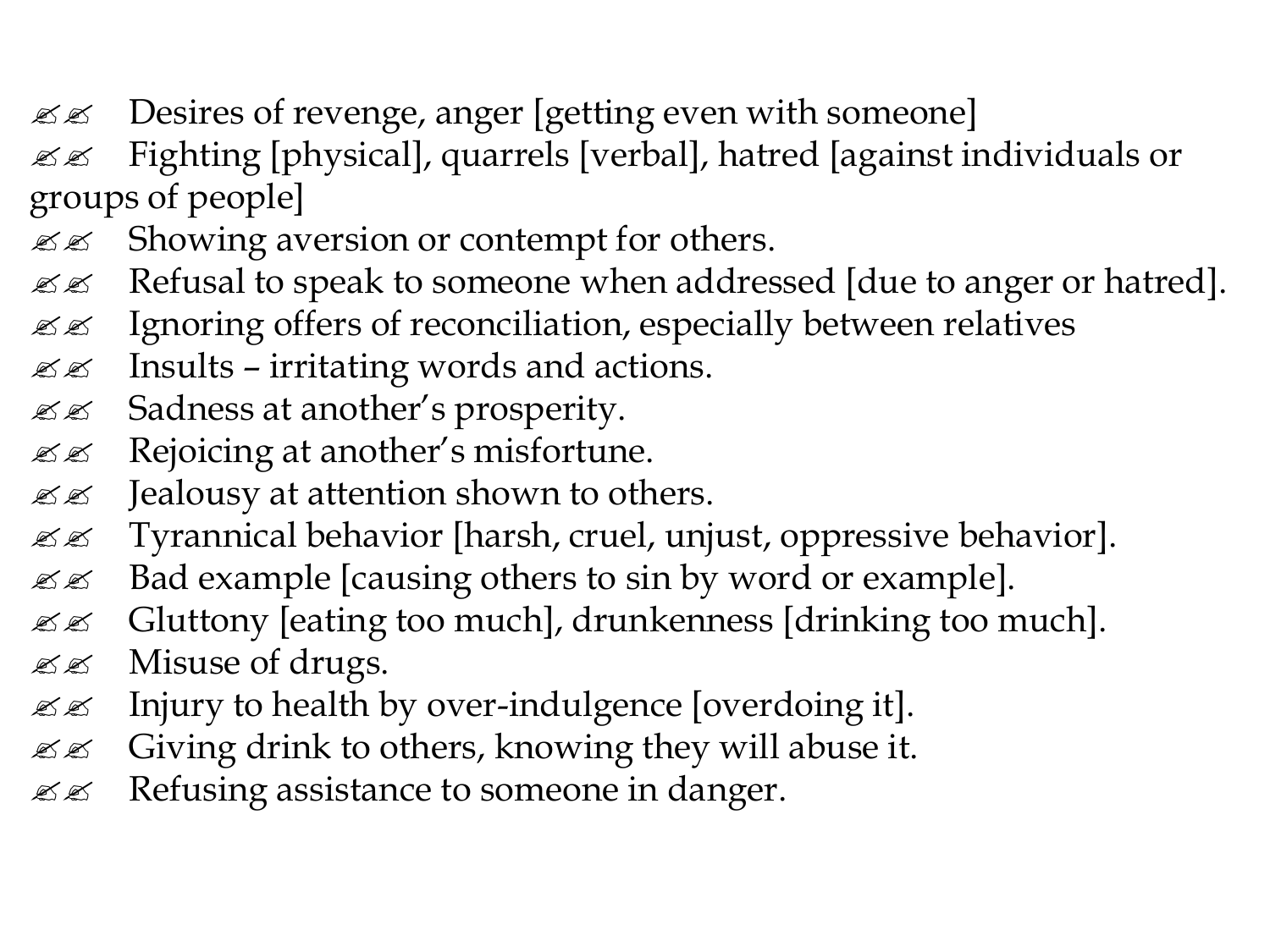- Desires of revenge, anger [getting even with someone]
- Fighting [physical], quarrels [verbal], hatred [against individuals or groups of people]
- Showing aversion or contempt for others.
- Refusal to speak to someone when addressed [due to anger or hatred].
- Ignoring offers of reconciliation, especially between relatives
- Insults – irritating words and actions.
- Sadness at another's prosperity.
- Rejoicing at another's misfortune.
- Jealousy at attention shown to others.
- Tyrannical behavior [harsh, cruel, unjust, oppressive behavior].
- Bad example [causing others to sin by word or example].
- Gluttony [eating too much], drunkenness [drinking too much].
- Misuse of drugs.
- Injury to health by over-indulgence [overdoing it].
- Giving drink to others, knowing they will abuse it.
- Refusing assistance to someone in danger.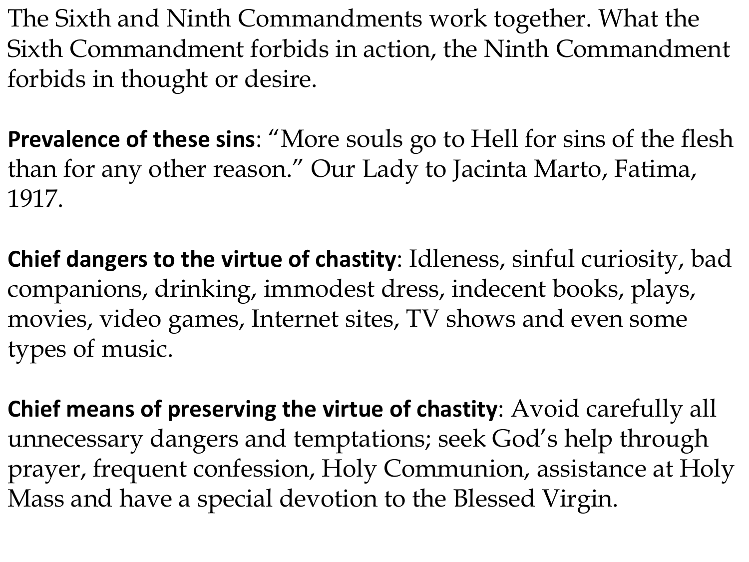The Sixth and Ninth Commandments work together. What the Sixth Commandment forbids in action, the Ninth Commandment forbids in thought or desire.

**Prevalence of these sins**: "More souls go to Hell for sins of the flesh than for any other reason." Our Lady to Jacinta Marto, Fatima, 1917.

**Chief dangers to the virtue of chastity**: Idleness, sinful curiosity, bad companions, drinking, immodest dress, indecent books, plays, movies, video games, Internet sites, TV shows and even some types of music.

**Chief means of preserving the virtue of chastity**: Avoid carefully all unnecessary dangers and temptations; seek God's help through prayer, frequent confession, Holy Communion, assistance at Holy Mass and have a special devotion to the Blessed Virgin.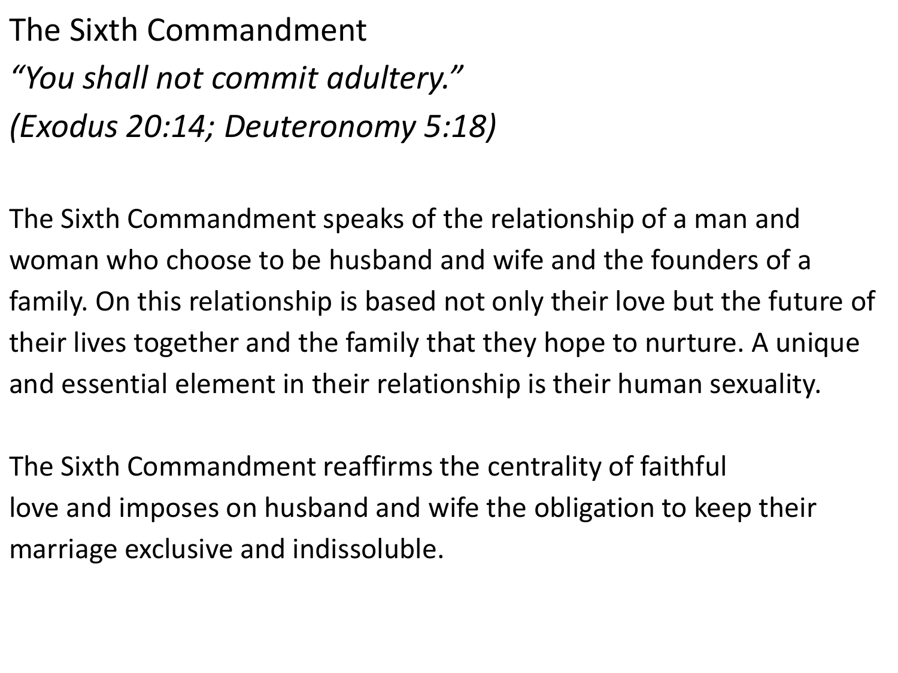# The Sixth Commandment

*"You shall not commit adultery."*

*(Exodus 20:14; Deuteronomy 5:18)*

The Sixth Commandment speaks of the relationship of a man and woman who choose to be husband and wife and the founders of a family. On this relationship is based not only their love but the future of their lives together and the family that they hope to nurture. A unique and essential element in their relationship is their human sexuality.

The Sixth Commandment reaffirms the centrality of faithful love and imposes on husband and wife the obligation to keep their marriage exclusive and indissoluble.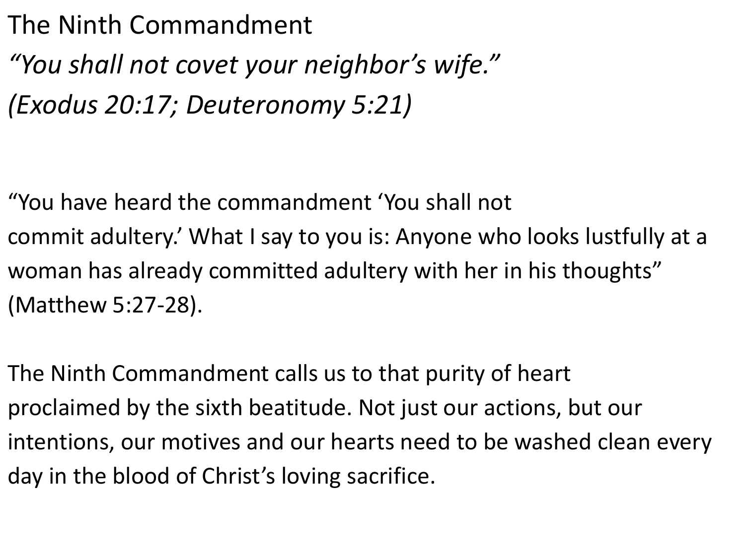# The Ninth Commandment

*"You shall not covet your neighbor's wife."*

*(Exodus 20:17; Deuteronomy 5:21)*

"You have heard the commandment 'You shall not commit adultery.' What I say to you is: Anyone who looks lustfully at a woman has already committed adultery with her in his thoughts" (Matthew 5:27-28).

The Ninth Commandment calls us to that purity of heart proclaimed by the sixth beatitude. Not just our actions, but our intentions, our motives and our hearts need to be washed clean every day in the blood of Christ's loving sacrifice.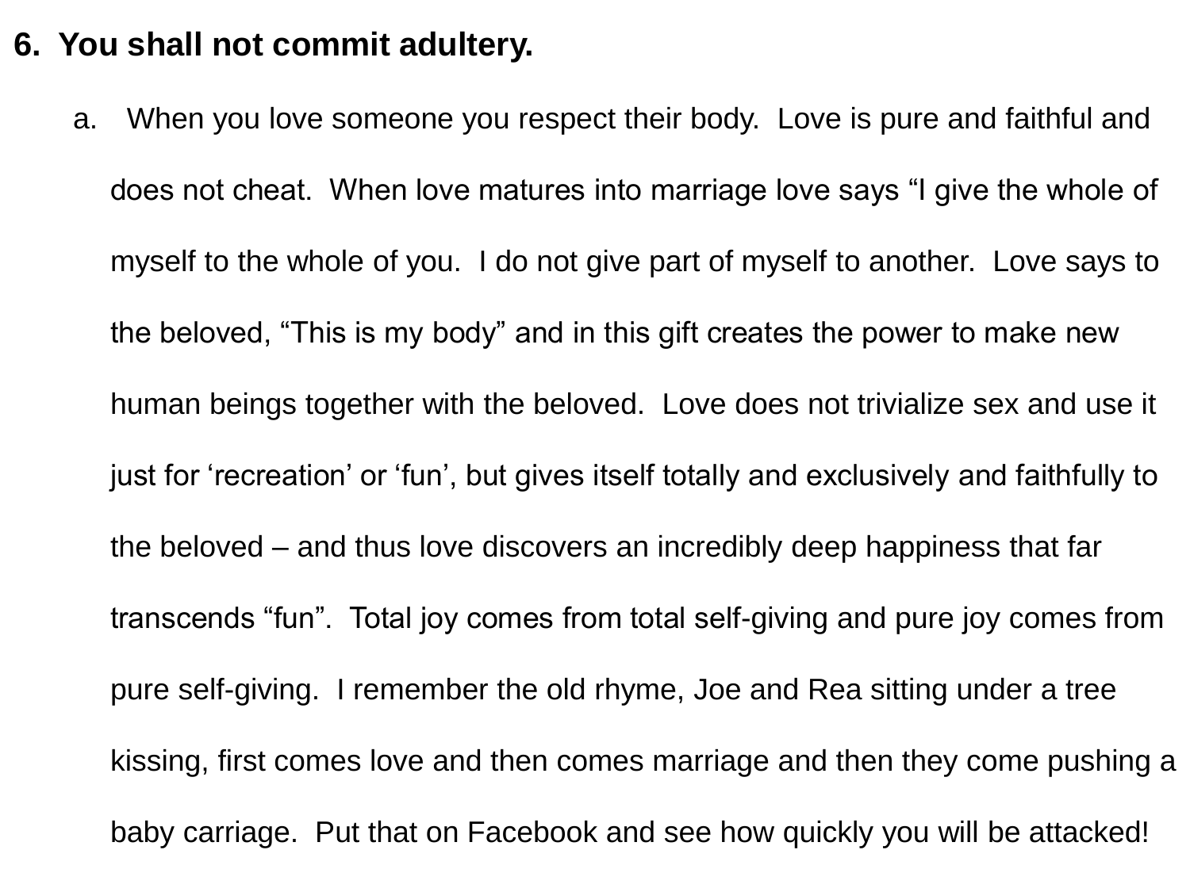**6. You shall not commit adultery.**

a. When you love someone you respect their body. Love is pure and faithful and does not cheat. When love matures into marriage love says "I give the whole of myself to the whole of you. I do not give part of myself to another. Love says to the beloved, "This is my body" and in this gift creates the power to make new human beings together with the beloved. Love does not trivialize sex and use it just for 'recreation' or 'fun', but gives itself totally and exclusively and faithfully to the beloved – and thus love discovers an incredibly deep happiness that far transcends "fun". Total joy comes from total self-giving and pure joy comes from pure self-giving. I remember the old rhyme, Joe and Rea sitting under a tree kissing, first comes love and then comes marriage and then they come pushing a baby carriage. Put that on Facebook and see how quickly you will be attacked!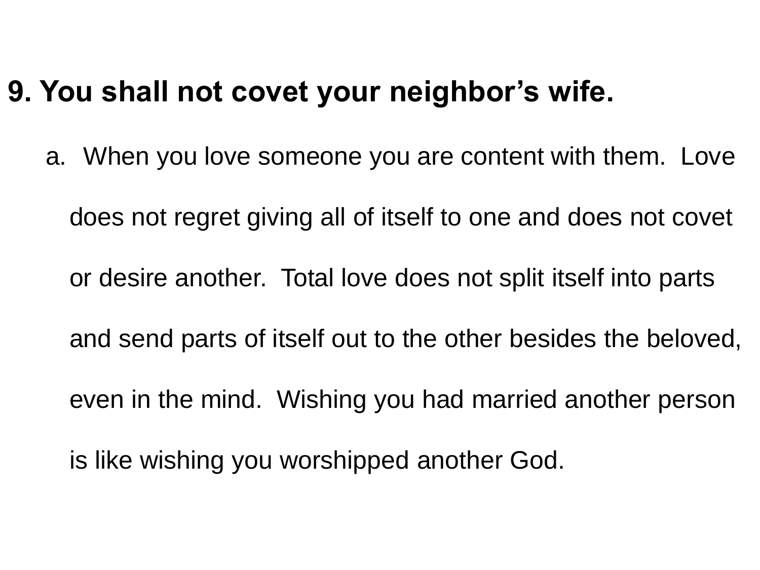**9. You shall not covet your neighbor's wife.**

a. When you love someone you are content with them. Love does not regret giving all of itself to one and does not covet or desire another. Total love does not split itself into parts and send parts of itself out to the other besides the beloved, even in the mind. Wishing you had married another person is like wishing you worshipped another God.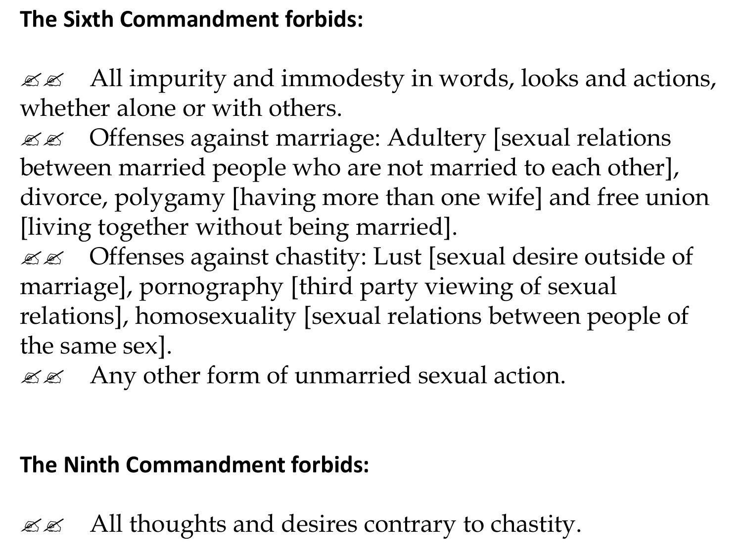**The Sixth Commandment forbids:**

- ✍✍ All impurity and immodesty in words, looks and actions, whether alone or with others.
- ✍✍ Offenses against marriage: Adultery [sexual relations between married people who are not married to each other], divorce, polygamy [having more than one wife] and free union [living together without being married].
- ✍✍ Offenses against chastity: Lust [sexual desire outside of marriage], pornography [third party viewing of sexual relations], homosexuality [sexual relations between people of the same sex].
- ✍✍ Any other form of unmarried sexual action.

**The Ninth Commandment forbids:**

- ✍✍ All thoughts and desires contrary to chastity.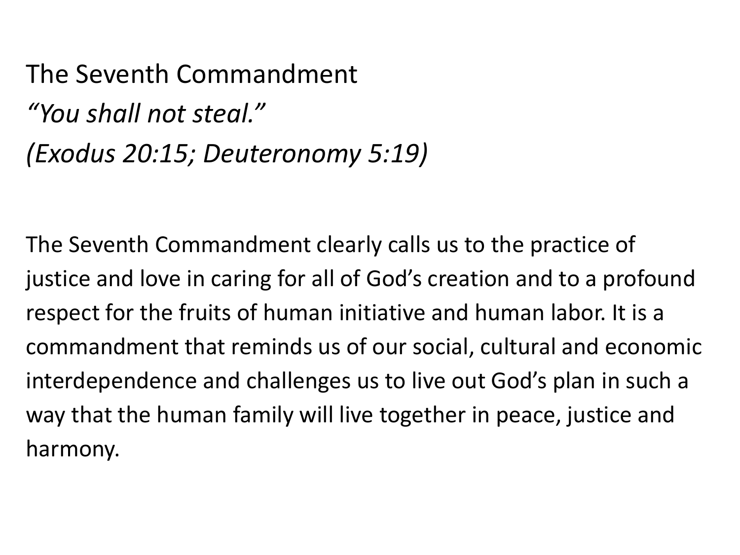## The Seventh Commandment

*"You shall not steal."*

*(Exodus 20:15; Deuteronomy 5:19)*

The Seventh Commandment clearly calls us to the practice of justice and love in caring for all of God's creation and to a profound respect for the fruits of human initiative and human labor. It is a commandment that reminds us of our social, cultural and economic interdependence and challenges us to live out God's plan in such a way that the human family will live together in peace, justice and harmony.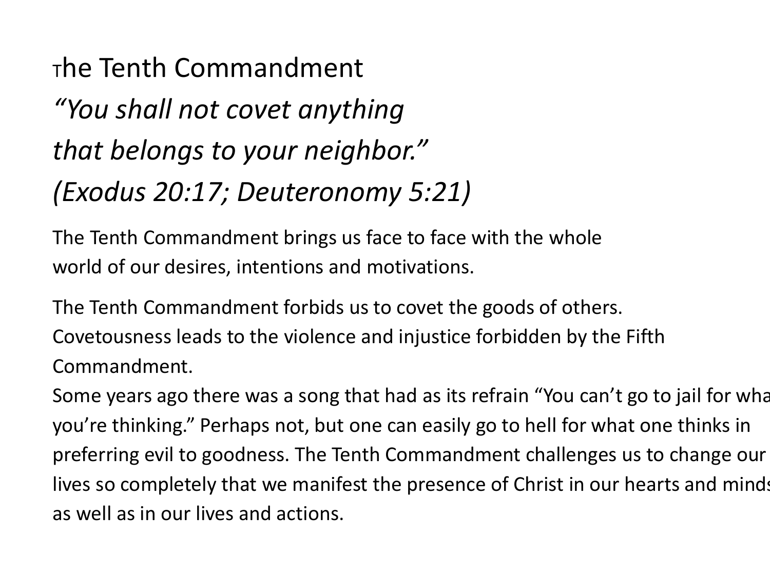# The Tenth Commandment

*"You shall not covet anything*
*that belongs to your neighbor."*
*(Exodus 20:17; Deuteronomy 5:21)*

The Tenth Commandment brings us face to face with the whole world of our desires, intentions and motivations.

The Tenth Commandment forbids us to covet the goods of others. Covetousness leads to the violence and injustice forbidden by the Fifth Commandment.
Some years ago there was a song that had as its refrain "You can't go to jail for what you're thinking." Perhaps not, but one can easily go to hell for what one thinks in preferring evil to goodness. The Tenth Commandment challenges us to change our lives so completely that we manifest the presence of Christ in our hearts and minds as well as in our lives and actions.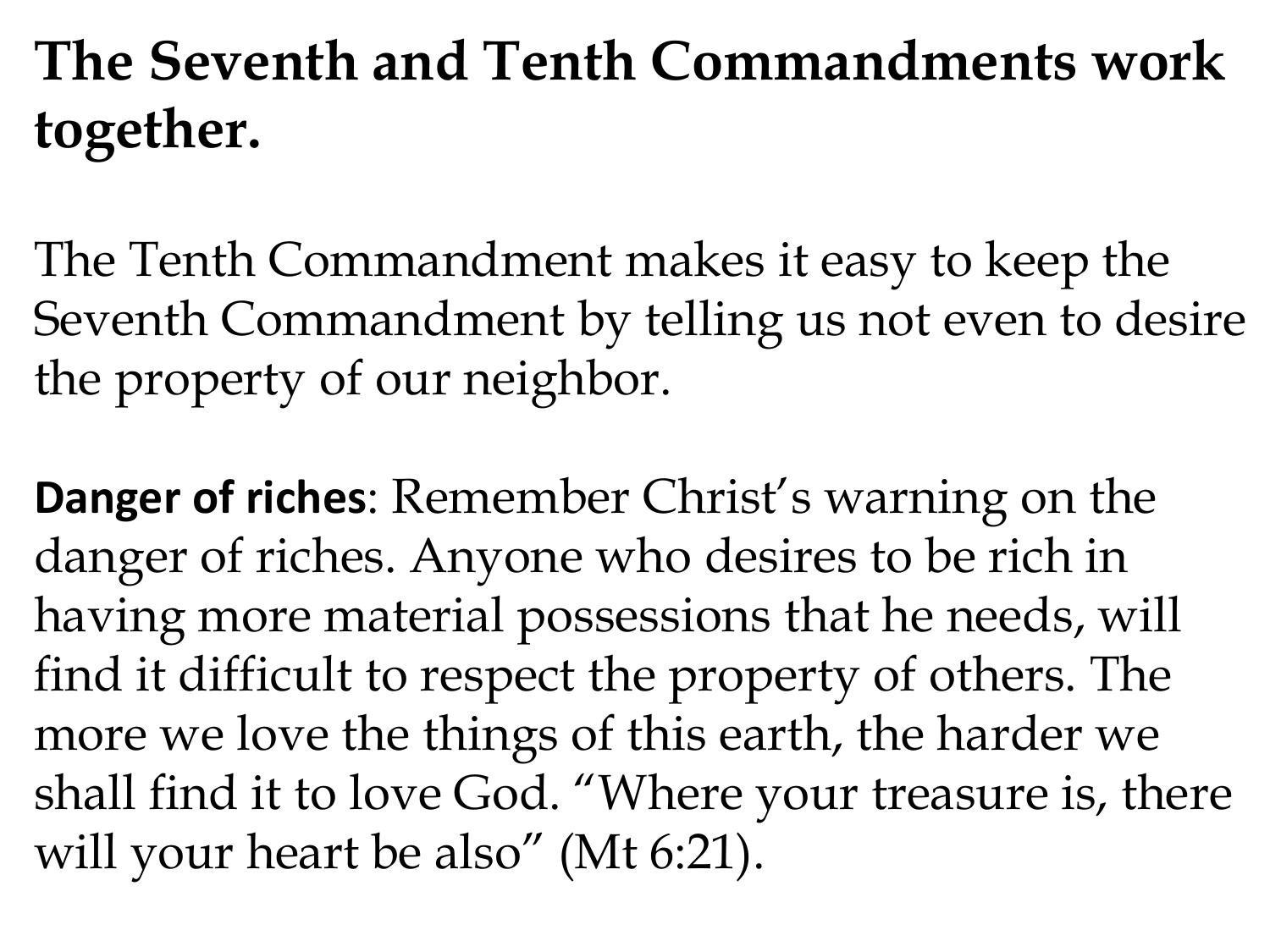## The Seventh and Tenth Commandments work together.

The Tenth Commandment makes it easy to keep the Seventh Commandment by telling us not even to desire the property of our neighbor.

**Danger of riches**: Remember Christ's warning on the danger of riches. Anyone who desires to be rich in having more material possessions that he needs, will find it difficult to respect the property of others. The more we love the things of this earth, the harder we shall find it to love God. "Where your treasure is, there will your heart be also" (Mt 6:21).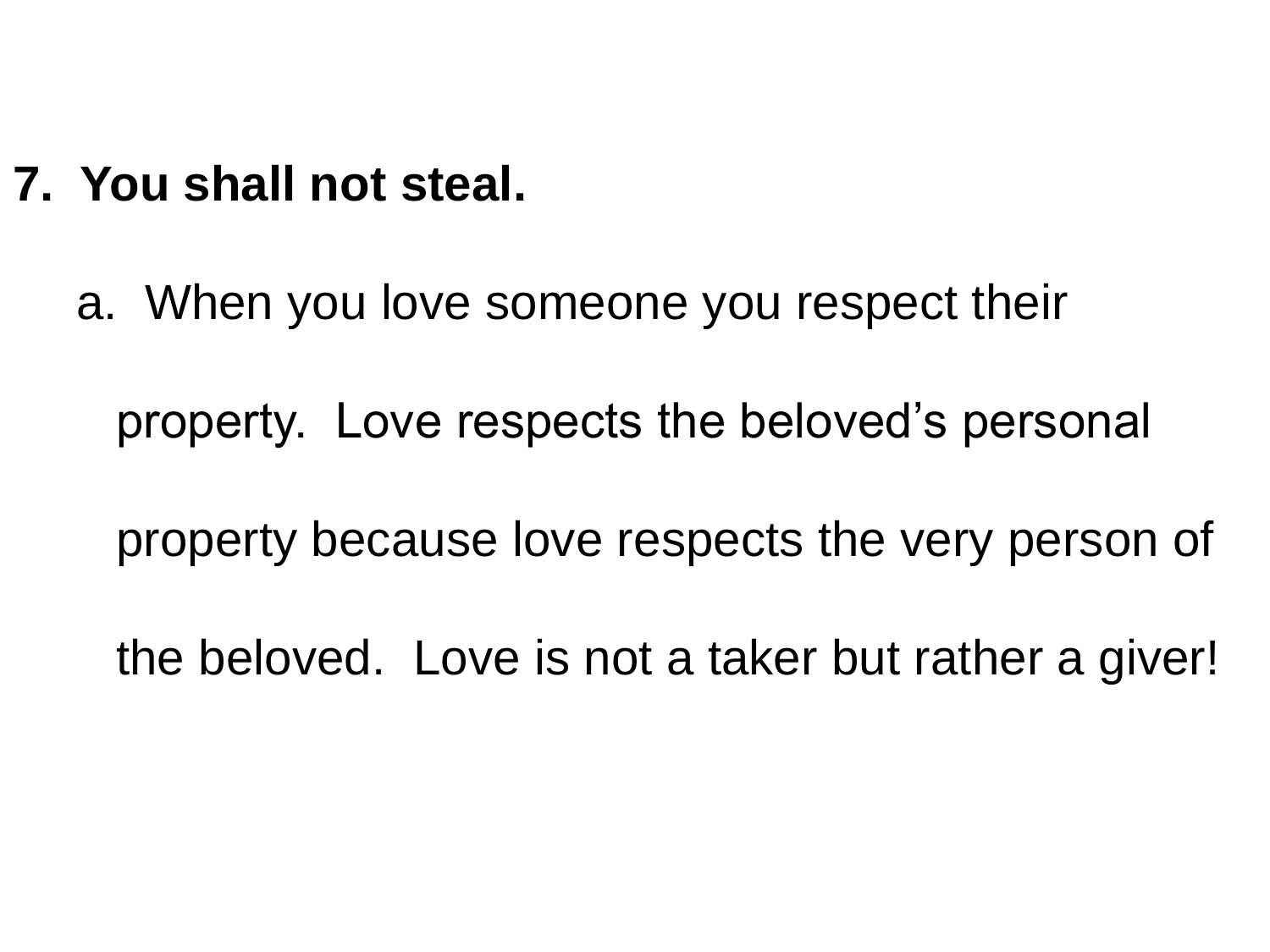**7. You shall not steal.**

a. When you love someone you respect their property. Love respects the beloved's personal property because love respects the very person of the beloved. Love is not a taker but rather a giver!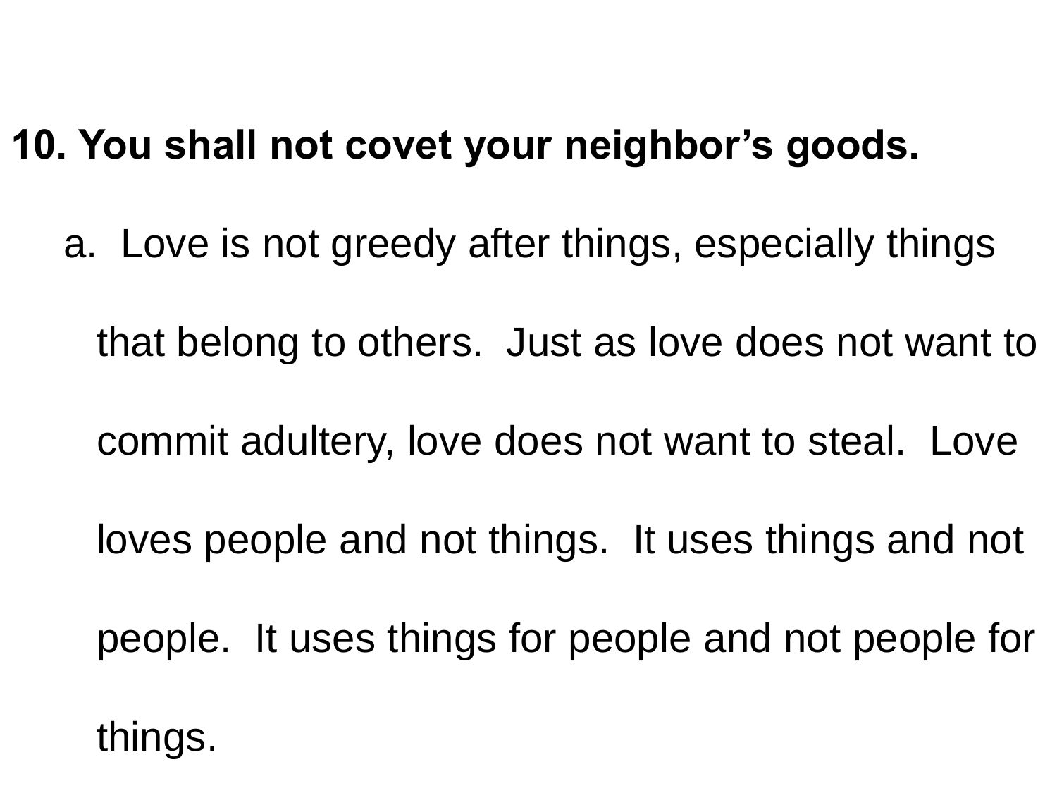**10. You shall not covet your neighbor's goods.**

a. Love is not greedy after things, especially things that belong to others. Just as love does not want to commit adultery, love does not want to steal. Love loves people and not things. It uses things and not people. It uses things for people and not people for things.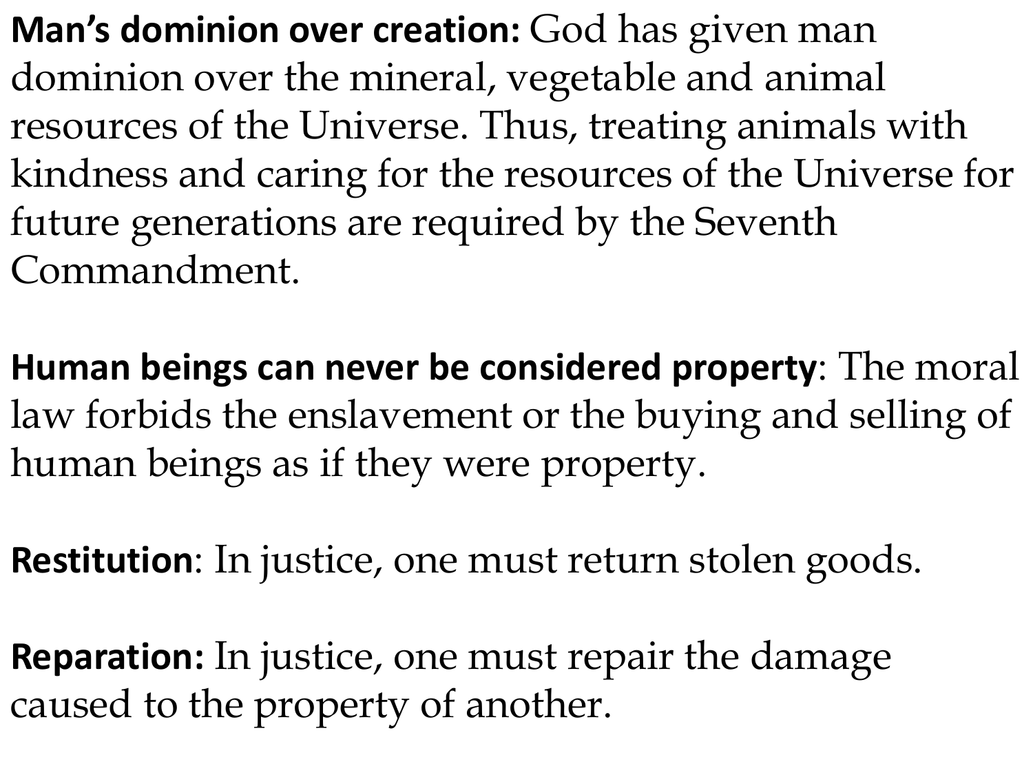**Man's dominion over creation:** God has given man dominion over the mineral, vegetable and animal resources of the Universe. Thus, treating animals with kindness and caring for the resources of the Universe for future generations are required by the Seventh Commandment.

**Human beings can never be considered property**: The moral law forbids the enslavement or the buying and selling of human beings as if they were property.

**Restitution**: In justice, one must return stolen goods.

**Reparation:** In justice, one must repair the damage caused to the property of another.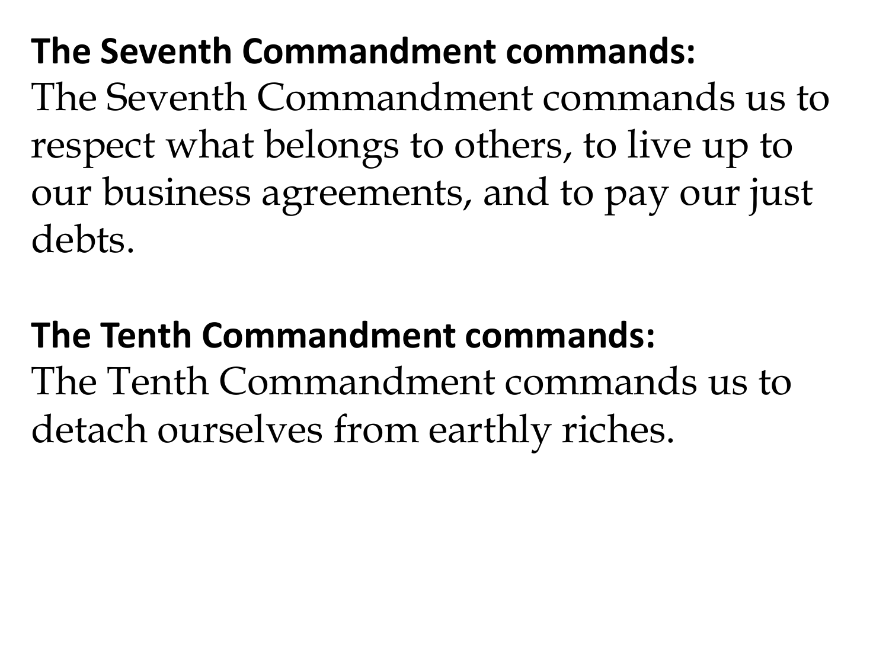**The Seventh Commandment commands:**

The Seventh Commandment commands us to respect what belongs to others, to live up to our business agreements, and to pay our just debts.

**The Tenth Commandment commands:**

The Tenth Commandment commands us to detach ourselves from earthly riches.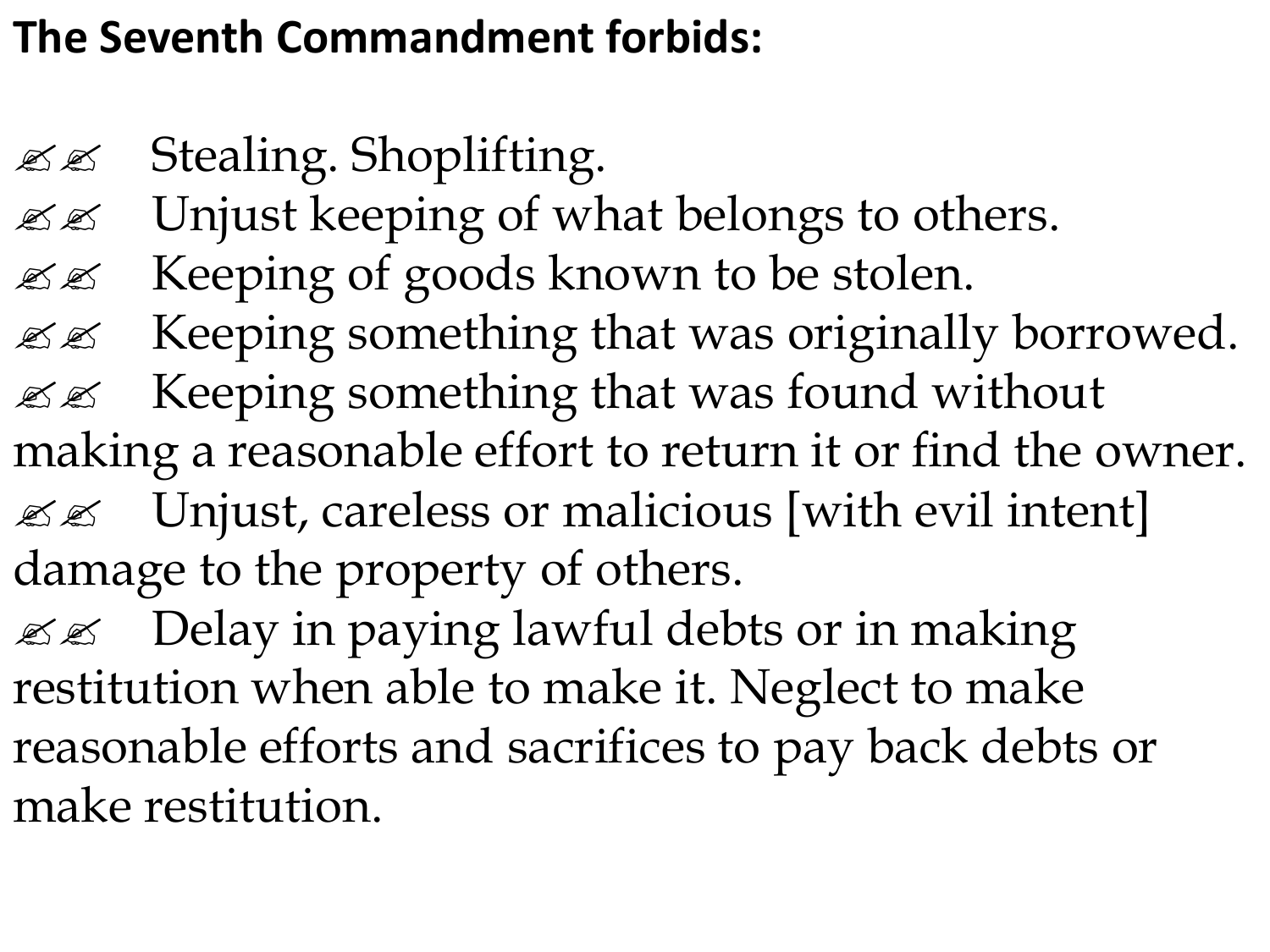**The Seventh Commandment forbids:**

- Stealing. Shoplifting.
- Unjust keeping of what belongs to others.
- Keeping of goods known to be stolen.
- Keeping something that was originally borrowed.
- Keeping something that was found without making a reasonable effort to return it or find the owner.
- Unjust, careless or malicious [with evil intent] damage to the property of others.
- Delay in paying lawful debts or in making restitution when able to make it. Neglect to make reasonable efforts and sacrifices to pay back debts or make restitution.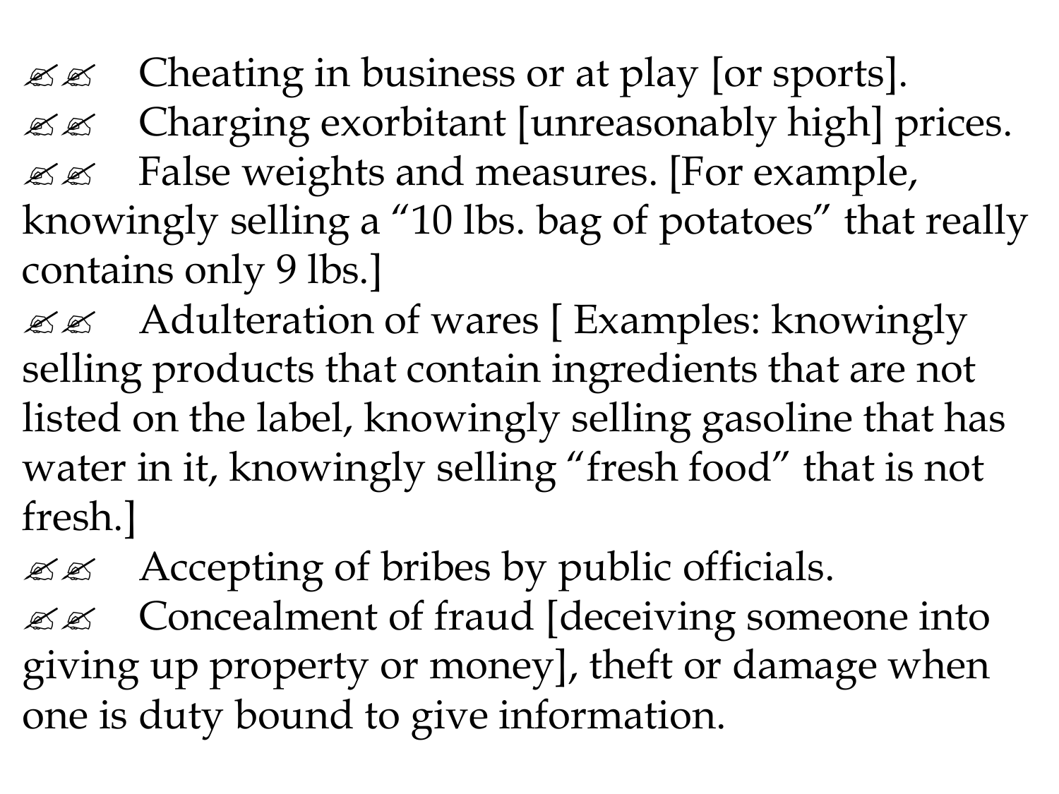- Cheating in business or at play [or sports].
- Charging exorbitant [unreasonably high] prices.
- False weights and measures. [For example, knowingly selling a “10 lbs. bag of potatoes” that really contains only 9 lbs.]
- Adulteration of wares [ Examples: knowingly selling products that contain ingredients that are not listed on the label, knowingly selling gasoline that has water in it, knowingly selling “fresh food” that is not fresh.]
- Accepting of bribes by public officials.
- Concealment of fraud [deceiving someone into giving up property or money], theft or damage when one is duty bound to give information.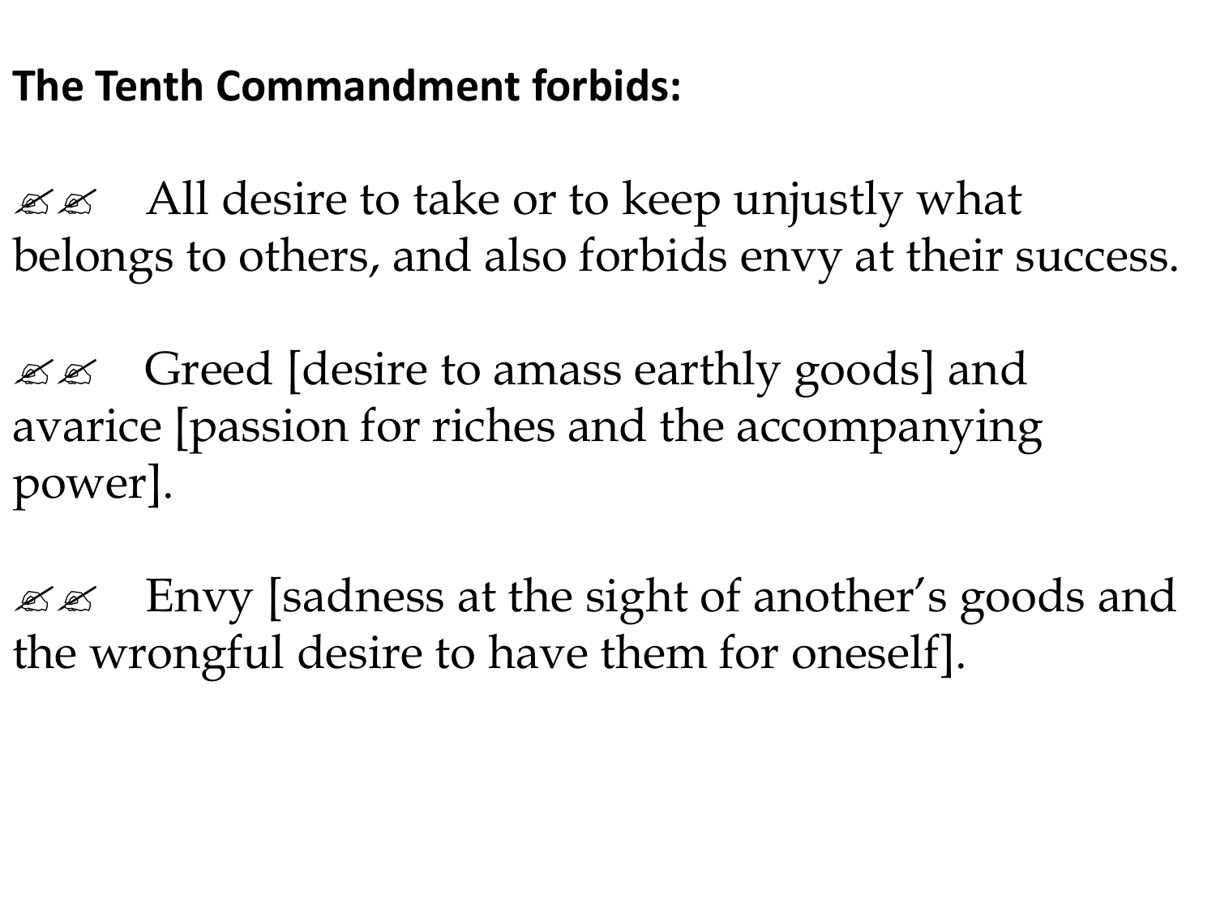**The Tenth Commandment forbids:**

- All desire to take or to keep unjustly what belongs to others, and also forbids envy at their success.

- Greed [desire to amass earthly goods] and avarice [passion for riches and the accompanying power].

- Envy [sadness at the sight of another's goods and the wrongful desire to have them for oneself].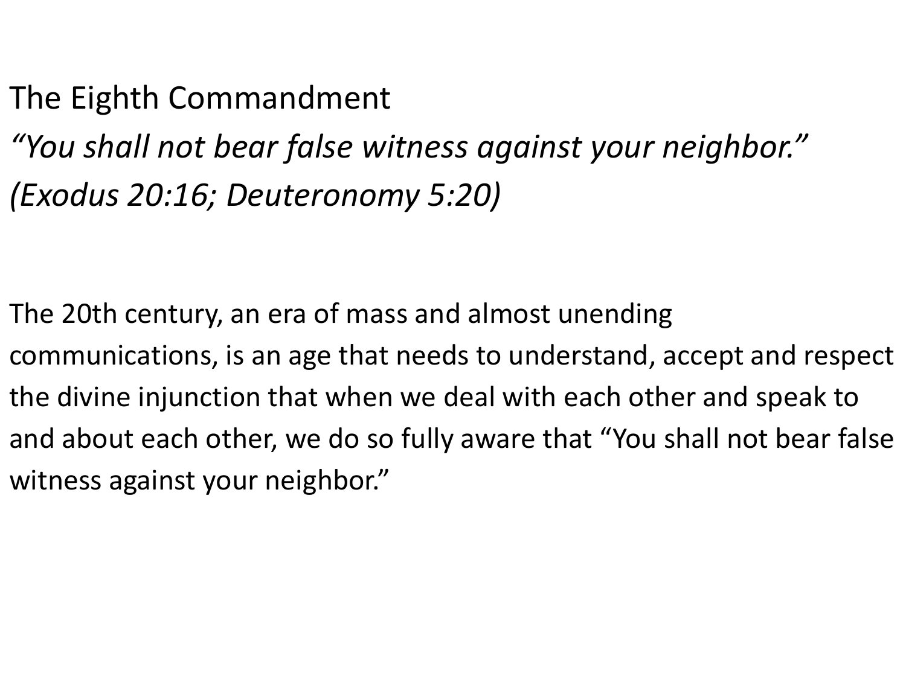## The Eighth Commandment

*"You shall not bear false witness against your neighbor."*
*(Exodus 20:16; Deuteronomy 5:20)*

The 20th century, an era of mass and almost unending communications, is an age that needs to understand, accept and respect the divine injunction that when we deal with each other and speak to and about each other, we do so fully aware that "You shall not bear false witness against your neighbor."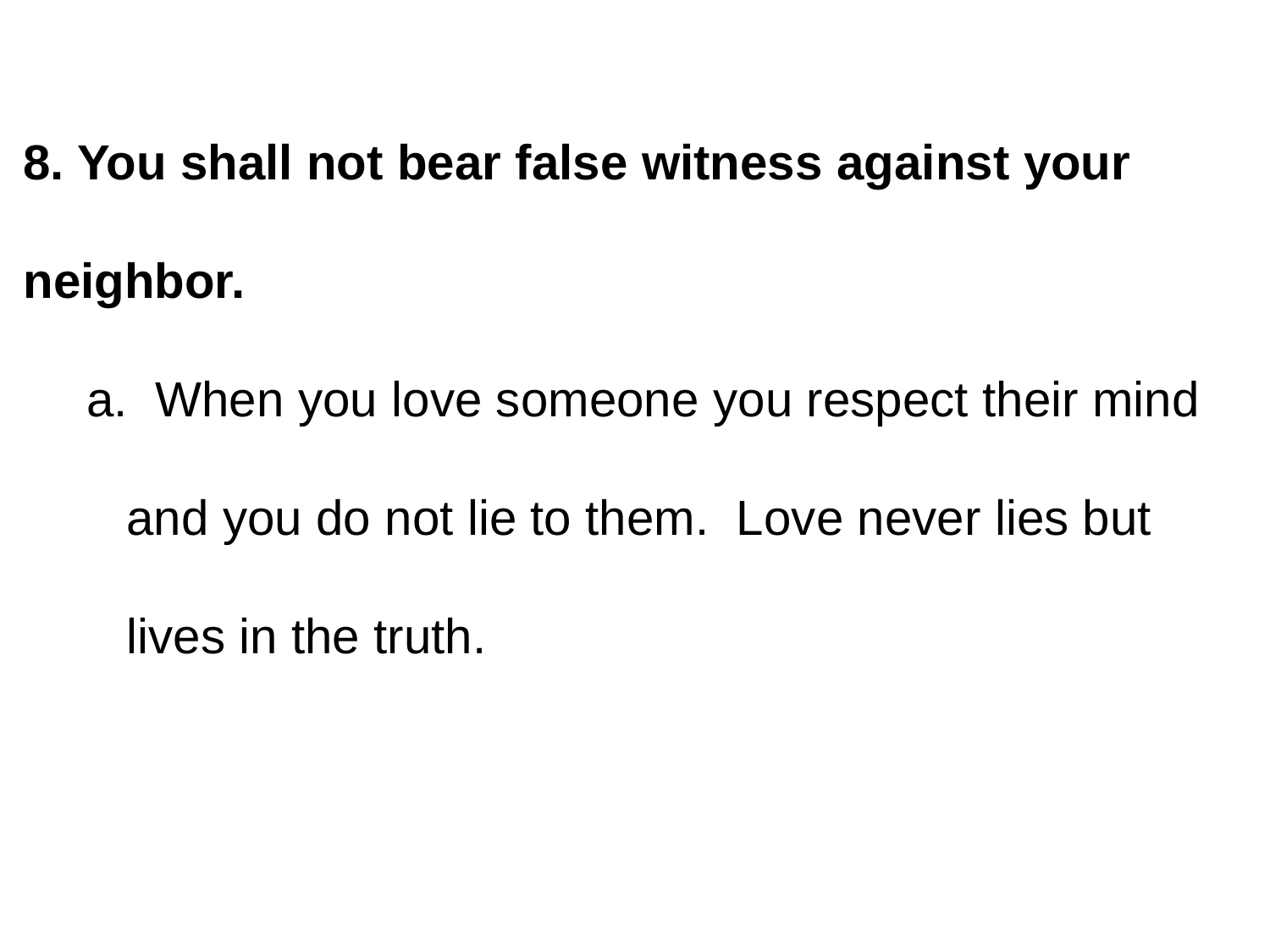**8. You shall not bear false witness against your neighbor.**

a. When you love someone you respect their mind and you do not lie to them. Love never lies but lives in the truth.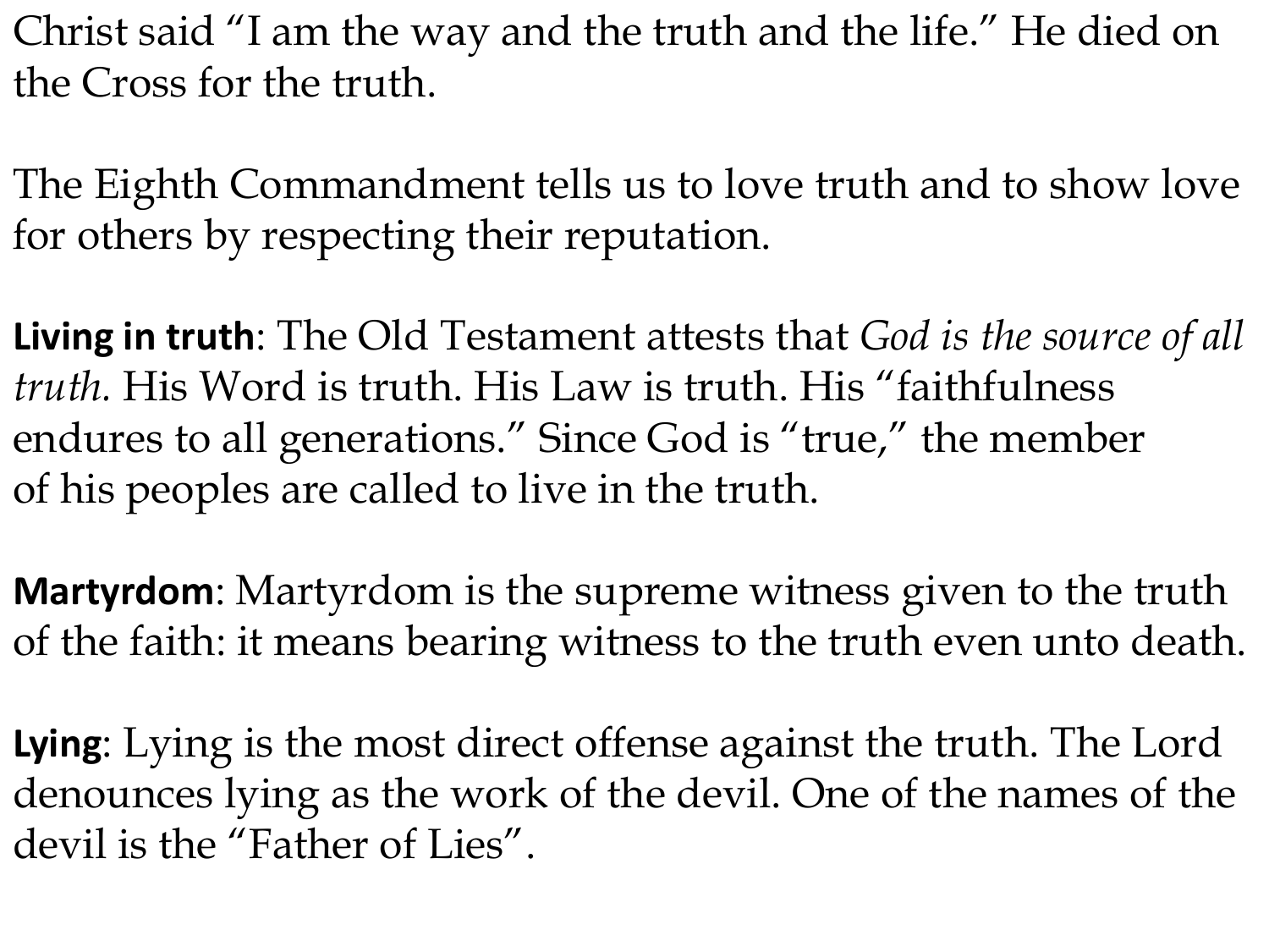Christ said “I am the way and the truth and the life.” He died on the Cross for the truth.

The Eighth Commandment tells us to love truth and to show love for others by respecting their reputation.

**Living in truth**: The Old Testament attests that *God is the source of all truth.* His Word is truth. His Law is truth. His “faithfulness endures to all generations.” Since God is “true,” the member of his peoples are called to live in the truth.

**Martyrdom**: Martyrdom is the supreme witness given to the truth of the faith: it means bearing witness to the truth even unto death.

**Lying**: Lying is the most direct offense against the truth. The Lord denounces lying as the work of the devil. One of the names of the devil is the “Father of Lies”.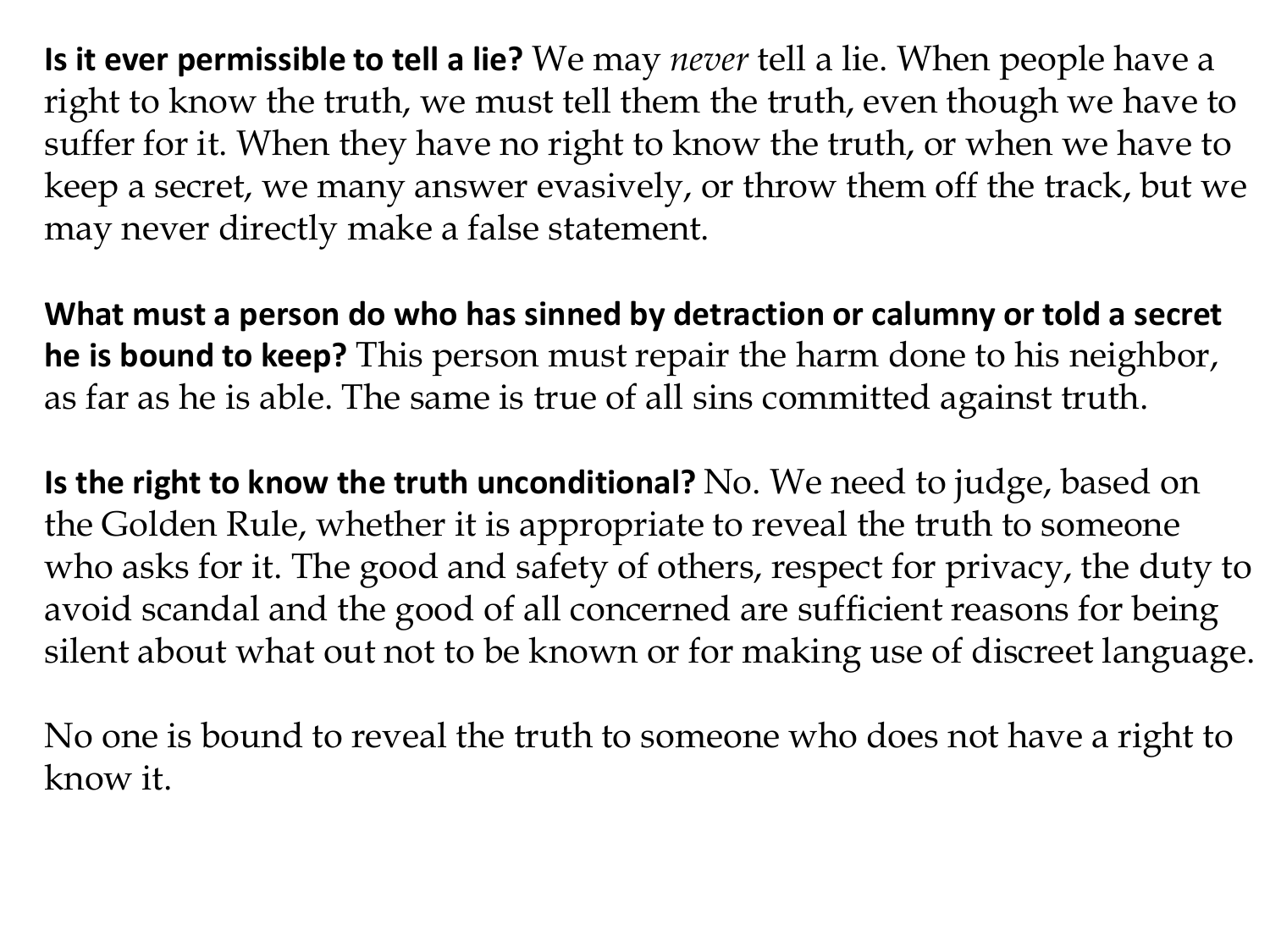**Is it ever permissible to tell a lie?** We may *never* tell a lie. When people have a right to know the truth, we must tell them the truth, even though we have to suffer for it. When they have no right to know the truth, or when we have to keep a secret, we many answer evasively, or throw them off the track, but we may never directly make a false statement.

**What must a person do who has sinned by detraction or calumny or told a secret he is bound to keep?** This person must repair the harm done to his neighbor, as far as he is able. The same is true of all sins committed against truth.

**Is the right to know the truth unconditional?** No. We need to judge, based on the Golden Rule, whether it is appropriate to reveal the truth to someone who asks for it. The good and safety of others, respect for privacy, the duty to avoid scandal and the good of all concerned are sufficient reasons for being silent about what out not to be known or for making use of discreet language.

No one is bound to reveal the truth to someone who does not have a right to know it.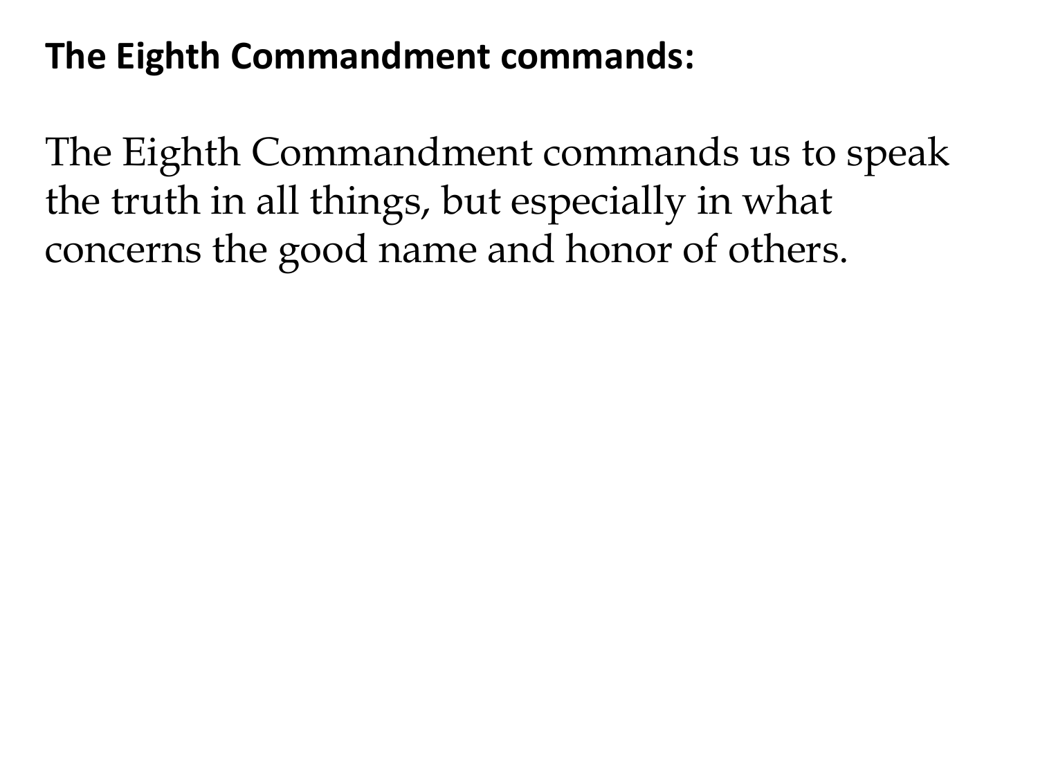**The Eighth Commandment commands:**

The Eighth Commandment commands us to speak the truth in all things, but especially in what concerns the good name and honor of others.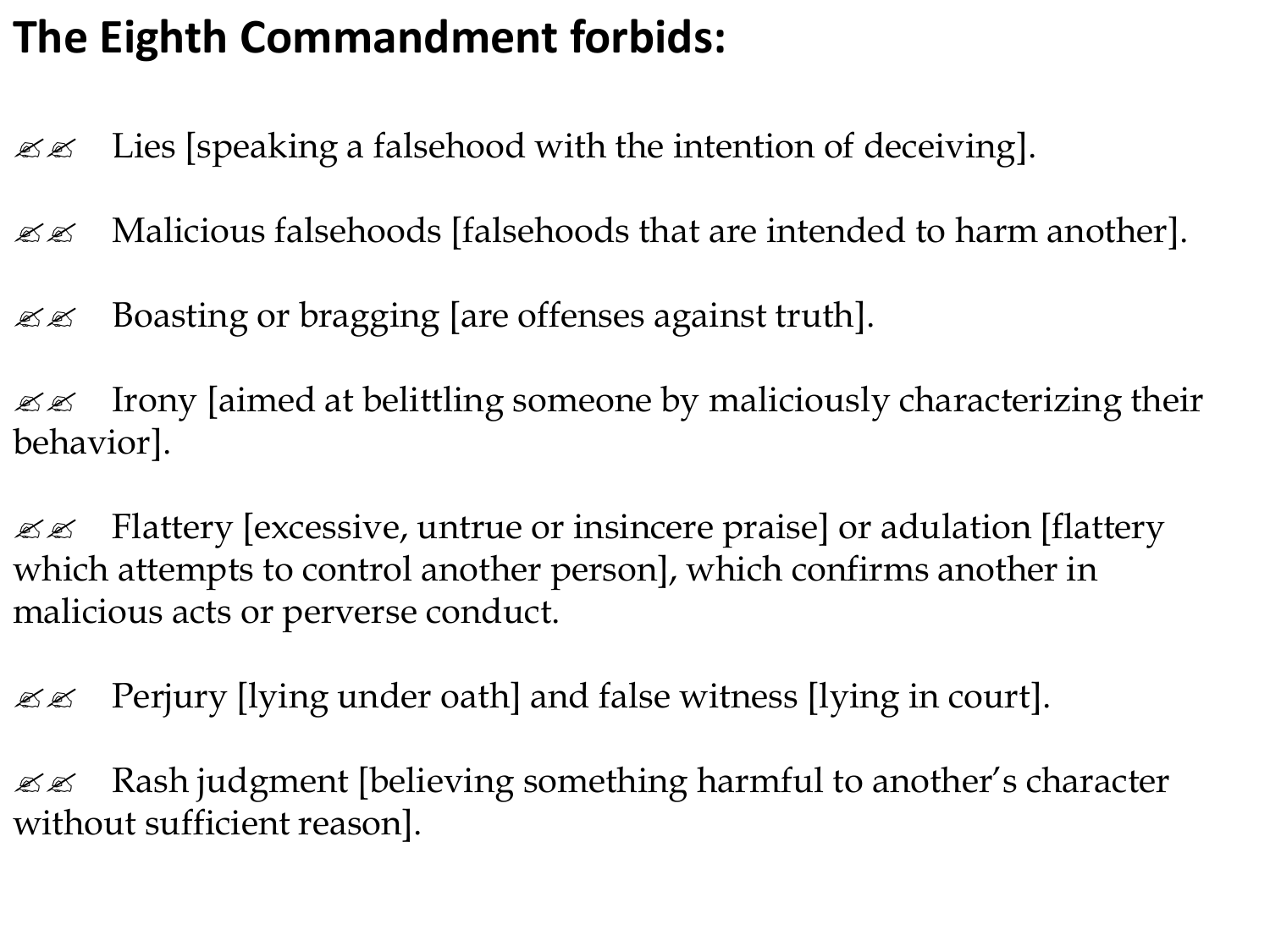# The Eighth Commandment forbids:

- Lies [speaking a falsehood with the intention of deceiving].
- Malicious falsehoods [falsehoods that are intended to harm another].
- Boasting or bragging [are offenses against truth].
- Irony [aimed at belittling someone by maliciously characterizing their behavior].
- Flattery [excessive, untrue or insincere praise] or adulation [flattery which attempts to control another person], which confirms another in malicious acts or perverse conduct.
- Perjury [lying under oath] and false witness [lying in court].
- Rash judgment [believing something harmful to another's character without sufficient reason].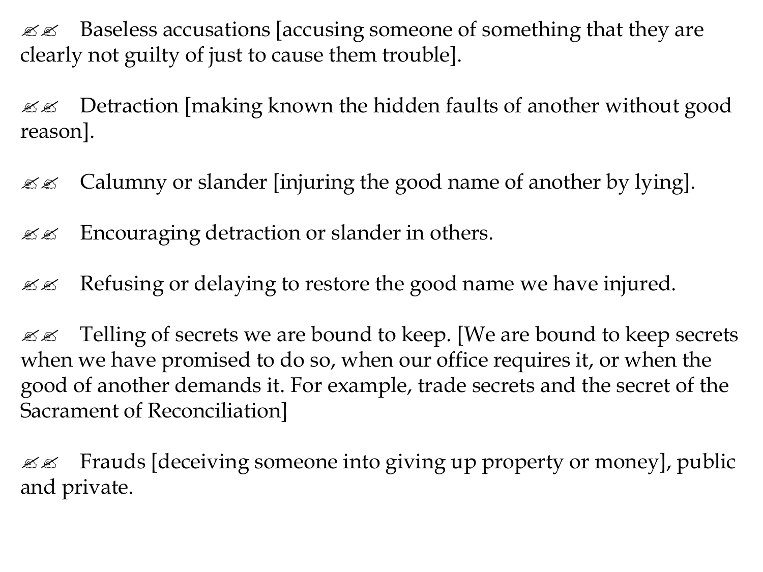✍✍ Baseless accusations [accusing someone of something that they are clearly not guilty of just to cause them trouble].

✍✍ Detraction [making known the hidden faults of another without good reason].

✍✍ Calumny or slander [injuring the good name of another by lying].

✍✍ Encouraging detraction or slander in others.

✍✍ Refusing or delaying to restore the good name we have injured.

✍✍ Telling of secrets we are bound to keep. [We are bound to keep secrets when we have promised to do so, when our office requires it, or when the good of another demands it. For example, trade secrets and the secret of the Sacrament of Reconciliation]

✍✍ Frauds [deceiving someone into giving up property or money], public and private.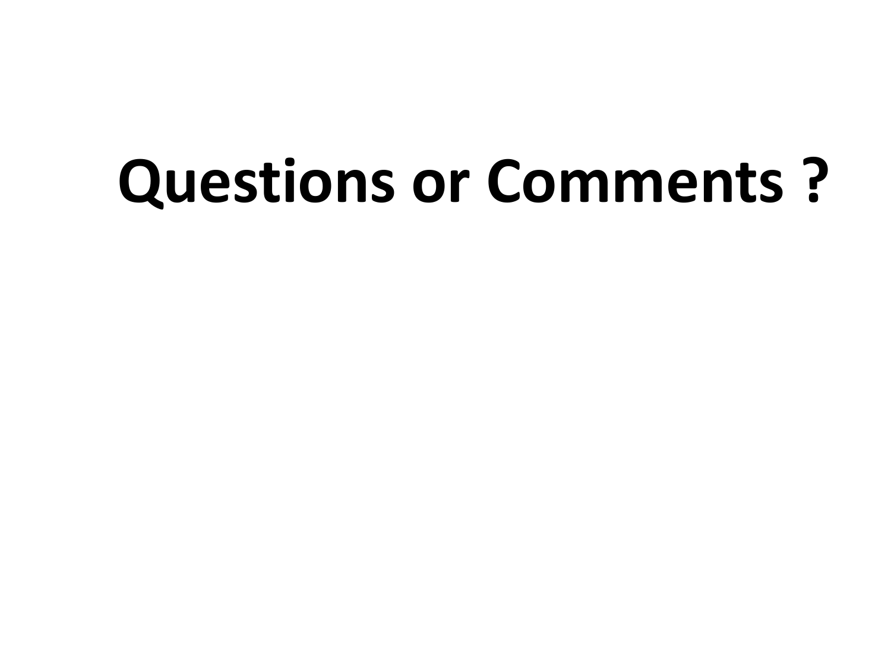# Questions or Comments ?